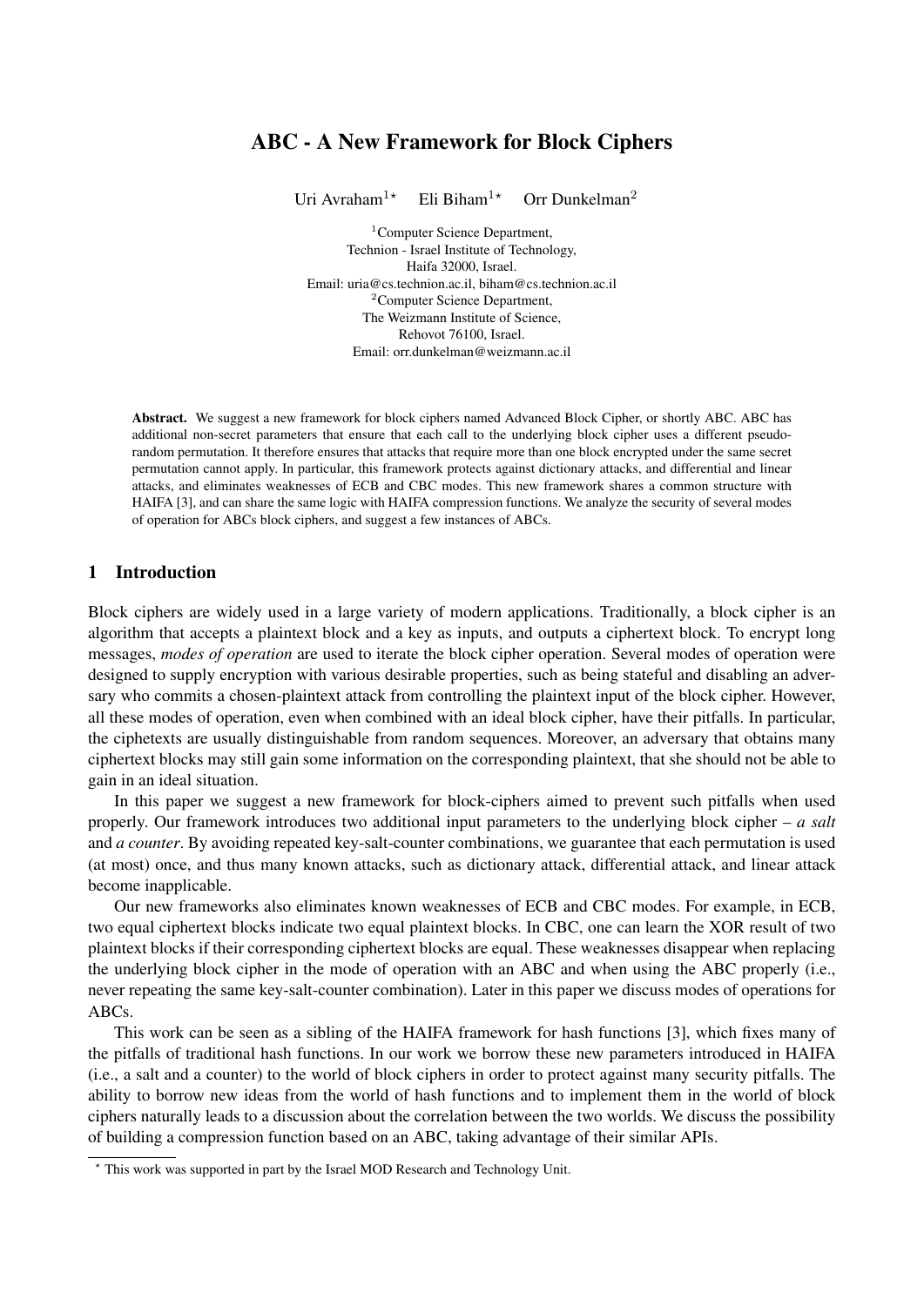# ABC - A New Framework for Block Ciphers

Uri Avraham[1⋆] Eli Biham[1⋆] Orr Dunkelman[2]

[1]Computer Science Department,
Technion - Israel Institute of Technology,
Haifa 32000, Israel.
Email: uria@cs.technion.ac.il, biham@cs.technion.ac.il
[2]Computer Science Department,
The Weizmann Institute of Science,
Rehovot 76100, Israel.
Email: orr.dunkelman@weizmann.ac.il

**Abstract.** We suggest a new framework for block ciphers named Advanced Block Cipher, or shortly ABC. ABC has additional non-secret parameters that ensure that each call to the underlying block cipher uses a different pseudo-random permutation. It therefore ensures that attacks that require more than one block encrypted under the same secret permutation cannot apply. In particular, this framework protects against dictionary attacks, and differential and linear attacks, and eliminates weaknesses of ECB and CBC modes. This new framework shares a common structure with HAIFA [3], and can share the same logic with HAIFA compression functions. We analyze the security of several modes of operation for ABCs block ciphers, and suggest a few instances of ABCs.

## 1 Introduction

Block ciphers are widely used in a large variety of modern applications. Traditionally, a block cipher is an algorithm that accepts a plaintext block and a key as inputs, and outputs a ciphertext block. To encrypt long messages, *modes of operation* are used to iterate the block cipher operation. Several modes of operation were designed to supply encryption with various desirable properties, such as being stateful and disabling an adversary who commits a chosen-plaintext attack from controlling the plaintext input of the block cipher. However, all these modes of operation, even when combined with an ideal block cipher, have their pitfalls. In particular, the ciphetexts are usually distinguishable from random sequences. Moreover, an adversary that obtains many ciphertext blocks may still gain some information on the corresponding plaintext, that she should not be able to gain in an ideal situation.

In this paper we suggest a new framework for block-ciphers aimed to prevent such pitfalls when used properly. Our framework introduces two additional input parameters to the underlying block cipher – *a salt* and *a counter*. By avoiding repeated key-salt-counter combinations, we guarantee that each permutation is used (at most) once, and thus many known attacks, such as dictionary attack, differential attack, and linear attack become inapplicable.

Our new frameworks also eliminates known weaknesses of ECB and CBC modes. For example, in ECB, two equal ciphertext blocks indicate two equal plaintext blocks. In CBC, one can learn the XOR result of two plaintext blocks if their corresponding ciphertext blocks are equal. These weaknesses disappear when replacing the underlying block cipher in the mode of operation with an ABC and when using the ABC properly (i.e., never repeating the same key-salt-counter combination). Later in this paper we discuss modes of operations for ABCs.

This work can be seen as a sibling of the HAIFA framework for hash functions [3], which fixes many of the pitfalls of traditional hash functions. In our work we borrow these new parameters introduced in HAIFA (i.e., a salt and a counter) to the world of block ciphers in order to protect against many security pitfalls. The ability to borrow new ideas from the world of hash functions and to implement them in the world of block ciphers naturally leads to a discussion about the correlation between the two worlds. We discuss the possibility of building a compression function based on an ABC, taking advantage of their similar APIs.

⋆ This work was supported in part by the Israel MOD Research and Technology Unit.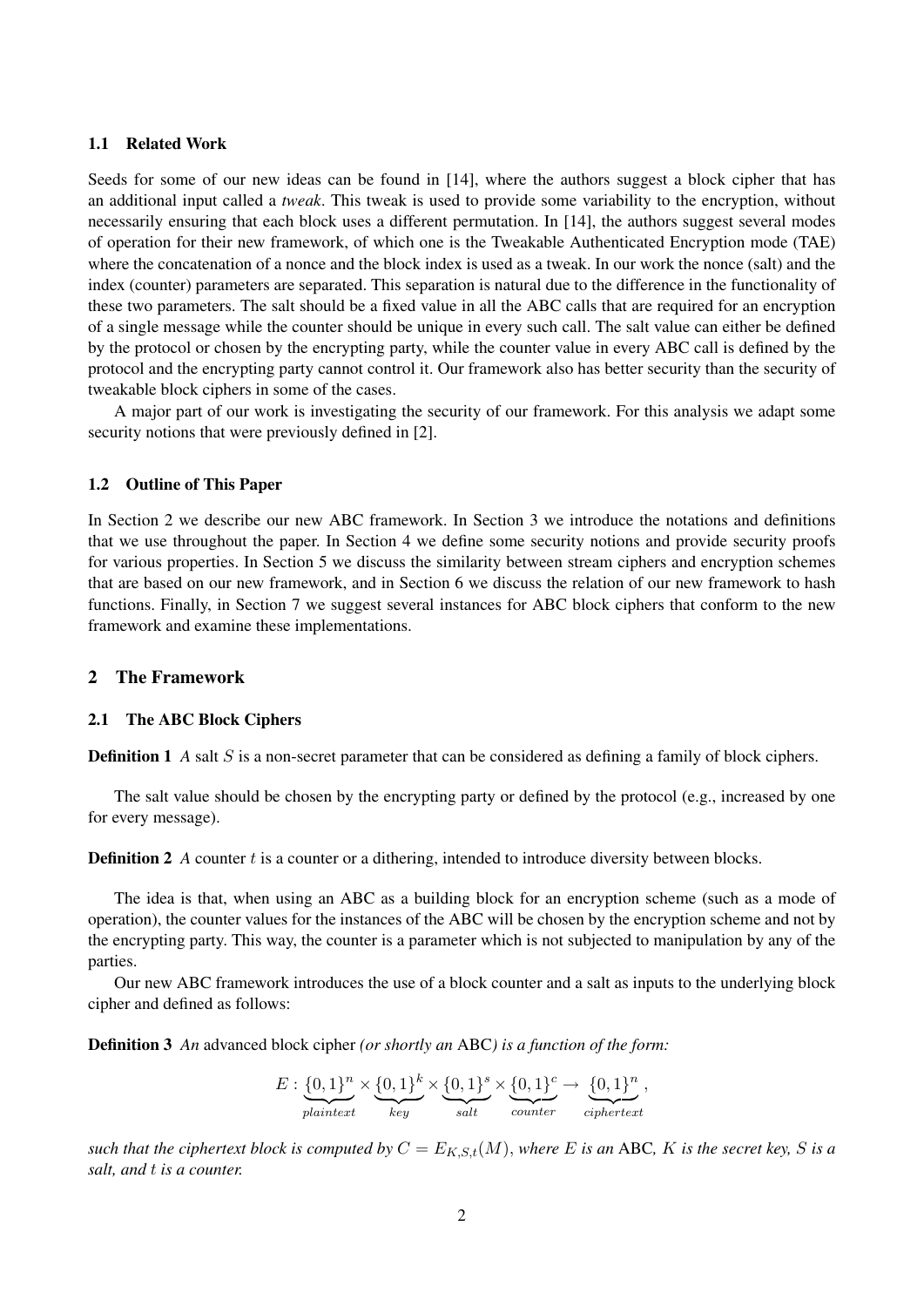### 1.1 Related Work

Seeds for some of our new ideas can be found in [14], where the authors suggest a block cipher that has an additional input called a *tweak*. This tweak is used to provide some variability to the encryption, without necessarily ensuring that each block uses a different permutation. In [14], the authors suggest several modes of operation for their new framework, of which one is the Tweakable Authenticated Encryption mode (TAE) where the concatenation of a nonce and the block index is used as a tweak. In our work the nonce (salt) and the index (counter) parameters are separated. This separation is natural due to the difference in the functionality of these two parameters. The salt should be a fixed value in all the ABC calls that are required for an encryption of a single message while the counter should be unique in every such call. The salt value can either be defined by the protocol or chosen by the encrypting party, while the counter value in every ABC call is defined by the protocol and the encrypting party cannot control it. Our framework also has better security than the security of tweakable block ciphers in some of the cases.

A major part of our work is investigating the security of our framework. For this analysis we adapt some security notions that were previously defined in [2].

### 1.2 Outline of This Paper

In Section 2 we describe our new ABC framework. In Section 3 we introduce the notations and definitions that we use throughout the paper. In Section 4 we define some security notions and provide security proofs for various properties. In Section 5 we discuss the similarity between stream ciphers and encryption schemes that are based on our new framework, and in Section 6 we discuss the relation of our new framework to hash functions. Finally, in Section 7 we suggest several instances for ABC block ciphers that conform to the new framework and examine these implementations.

## 2 The Framework

### 2.1 The ABC Block Ciphers

**Definition 1** *A* salt $S$ *is a non-secret parameter that can be considered as defining a family of block ciphers.*

The salt value should be chosen by the encrypting party or defined by the protocol (e.g., increased by one for every message).

**Definition 2** *A* counter $t$ *is a counter or a dithering, intended to introduce diversity between blocks.*

The idea is that, when using an ABC as a building block for an encryption scheme (such as a mode of operation), the counter values for the instances of the ABC will be chosen by the encryption scheme and not by the encrypting party. This way, the counter is a parameter which is not subjected to manipulation by any of the parties.

Our new ABC framework introduces the use of a block counter and a salt as inputs to the underlying block cipher and defined as follows:

**Definition 3** *An* advanced block cipher *(or shortly an* ABC*) is a function of the form:*

$$E : \underbrace{\{0,1\}^n}_{plaintext} \times \underbrace{\{0,1\}^k}_{key} \times \underbrace{\{0,1\}^s}_{salt} \times \underbrace{\{0,1\}^c}_{counter} \rightarrow \underbrace{\{0,1\}^n}_{ciphertext},$$

*such that the ciphertext block is computed by* $C = E_{K,S,t}(M)$*, where* $E$ *is an* ABC*,* $K$ *is the secret key,* $S$ *is a salt, and* $t$ *is a counter.*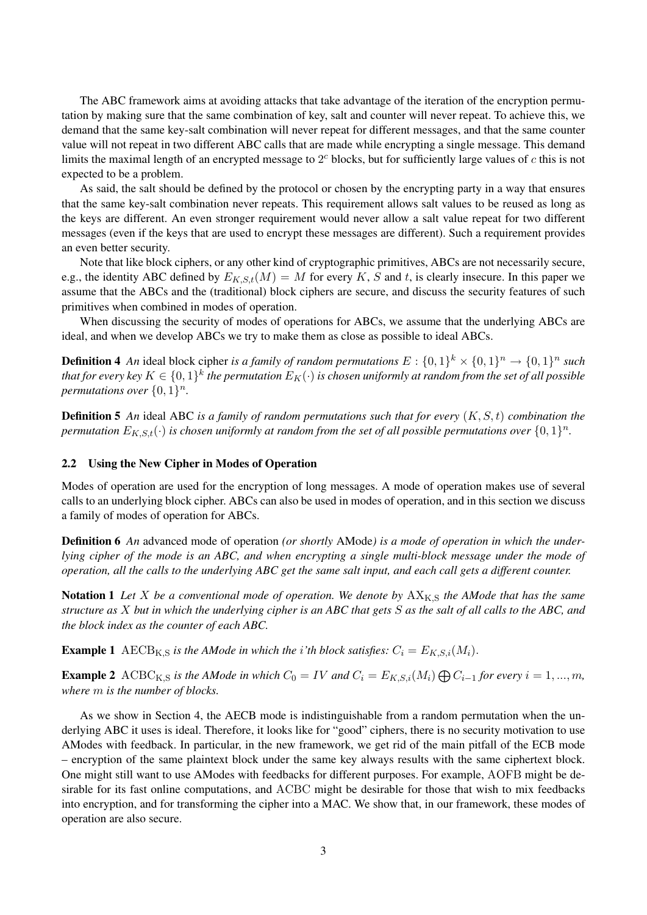The ABC framework aims at avoiding attacks that take advantage of the iteration of the encryption permutation by making sure that the same combination of key, salt and counter will never repeat. To achieve this, we demand that the same key-salt combination will never repeat for different messages, and that the same counter value will not repeat in two different ABC calls that are made while encrypting a single message. This demand limits the maximal length of an encrypted message to $2^c$ blocks, but for sufficiently large values of $c$ this is not expected to be a problem.

As said, the salt should be defined by the protocol or chosen by the encrypting party in a way that ensures that the same key-salt combination never repeats. This requirement allows salt values to be reused as long as the keys are different. An even stronger requirement would never allow a salt value repeat for two different messages (even if the keys that are used to encrypt these messages are different). Such a requirement provides an even better security.

Note that like block ciphers, or any other kind of cryptographic primitives, ABCs are not necessarily secure, e.g., the identity ABC defined by $E_{K,S,t}(M) = M$ for every $K$, $S$ and $t$, is clearly insecure. In this paper we assume that the ABCs and the (traditional) block ciphers are secure, and discuss the security features of such primitives when combined in modes of operation.

When discussing the security of modes of operations for ABCs, we assume that the underlying ABCs are ideal, and when we develop ABCs we try to make them as close as possible to ideal ABCs.

**Definition 4** *An* ideal block cipher *is a family of random permutations $E : \{0,1\}^k \times \{0,1\}^n \rightarrow \{0,1\}^n$ such that for every key $K \in \{0,1\}^k$ the permutation $E_K(\cdot)$ is chosen uniformly at random from the set of all possible permutations over $\{0,1\}^n$.*

**Definition 5** *An* ideal ABC *is a family of random permutations such that for every $(K, S, t)$ combination the permutation $E_{K,S,t}(\cdot)$ is chosen uniformly at random from the set of all possible permutations over $\{0,1\}^n$.*

### 2.2 Using the New Cipher in Modes of Operation

Modes of operation are used for the encryption of long messages. A mode of operation makes use of several calls to an underlying block cipher. ABCs can also be used in modes of operation, and in this section we discuss a family of modes of operation for ABCs.

**Definition 6** *An* advanced mode of operation *(or shortly* AMode*) is a mode of operation in which the underlying cipher of the mode is an ABC, and when encrypting a single multi-block message under the mode of operation, all the calls to the underlying ABC get the same salt input, and each call gets a different counter.*

**Notation 1** *Let $X$ be a conventional mode of operation. We denote by $\mathrm{AX_{K,S}}$ the AMode that has the same structure as $X$ but in which the underlying cipher is an ABC that gets $S$ as the salt of all calls to the ABC, and the block index as the counter of each ABC.*

**Example 1** $\mathrm{AECB_{K,S}}$ *is the AMode in which the $i$'th block satisfies: $C_i = E_{K,S,i}(M_i)$.*

**Example 2** $\mathrm{ACBC_{K,S}}$ *is the AMode in which $C_0 = IV$ and $C_i = E_{K,S,i}(M_i) \bigoplus C_{i-1}$ for every $i = 1, ..., m$, where $m$ is the number of blocks.*

As we show in Section 4, the AECB mode is indistinguishable from a random permutation when the underlying ABC it uses is ideal. Therefore, it looks like for "good" ciphers, there is no security motivation to use AModes with feedback. In particular, in the new framework, we get rid of the main pitfall of the ECB mode – encryption of the same plaintext block under the same key always results with the same ciphertext block. One might still want to use AModes with feedbacks for different purposes. For example, $\mathrm{AOFB}$ might be desirable for its fast online computations, and $\mathrm{ACBC}$ might be desirable for those that wish to mix feedbacks into encryption, and for transforming the cipher into a MAC. We show that, in our framework, these modes of operation are also secure.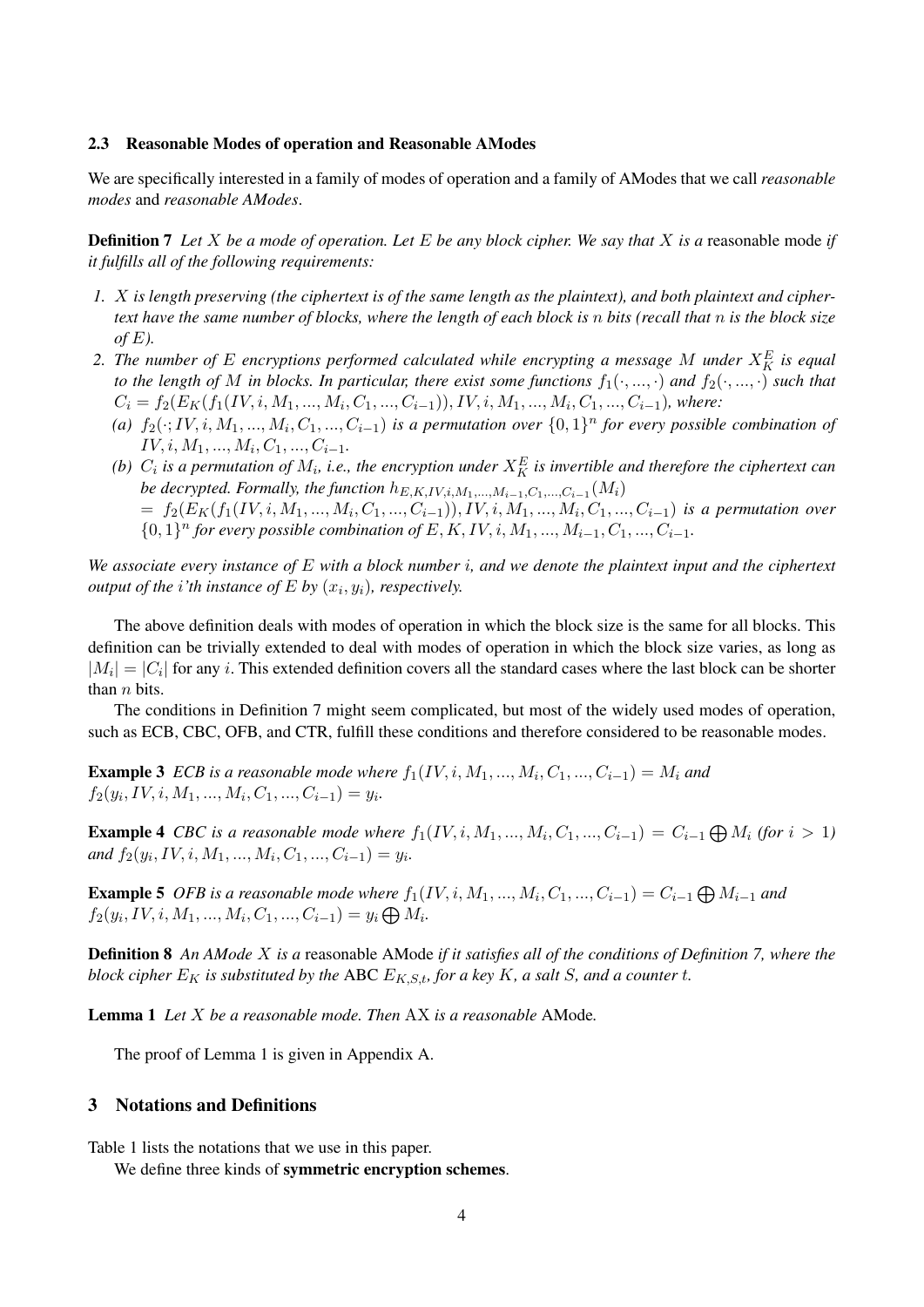### 2.3 Reasonable Modes of operation and Reasonable AModes

We are specifically interested in a family of modes of operation and a family of AModes that we call *reasonable modes* and *reasonable AModes*.

**Definition 7** *Let $X$ be a mode of operation. Let $E$ be any block cipher. We say that $X$ is a* reasonable mode *if it fulfills all of the following requirements:*

1. *$X$ is length preserving (the ciphertext is of the same length as the plaintext), and both plaintext and ciphertext have the same number of blocks, where the length of each block is $n$ bits (recall that $n$ is the block size of $E$).*
2. *The number of $E$ encryptions performed calculated while encrypting a message $M$ under $X_K^E$ is equal to the length of $M$ in blocks. In particular, there exist some functions $f_1(\cdot, ..., \cdot)$ and $f_2(\cdot, ..., \cdot)$ such that $C_i = f_2(E_K(f_1(IV, i, M_1, ..., M_i, C_1, ..., C_{i-1})), IV, i, M_1, ..., M_i, C_1, ..., C_{i-1})$, where:*
   (a) *$f_2(\cdot; IV, i, M_1, ..., M_i, C_1, ..., C_{i-1})$ is a permutation over $\{0,1\}^n$ for every possible combination of $IV, i, M_1, ..., M_i, C_1, ..., C_{i-1}$.*
   (b) *$C_i$ is a permutation of $M_i$, i.e., the encryption under $X_K^E$ is invertible and therefore the ciphertext can be decrypted. Formally, the function $h_{E,K,IV,i,M_1,...,M_{i-1},C_1,...,C_{i-1}}(M_i)$ $= f_2(E_K(f_1(IV, i, M_1, ..., M_i, C_1, ..., C_{i-1})), IV, i, M_1, ..., M_i, C_1, ..., C_{i-1})$ is a permutation over $\{0,1\}^n$ for every possible combination of $E, K, IV, i, M_1, ..., M_{i-1}, C_1, ..., C_{i-1}$.*

*We associate every instance of $E$ with a block number $i$, and we denote the plaintext input and the ciphertext output of the $i$'th instance of $E$ by $(x_i, y_i)$, respectively.*

The above definition deals with modes of operation in which the block size is the same for all blocks. This definition can be trivially extended to deal with modes of operation in which the block size varies, as long as $|M_i| = |C_i|$ for any $i$. This extended definition covers all the standard cases where the last block can be shorter than $n$ bits.

The conditions in Definition 7 might seem complicated, but most of the widely used modes of operation, such as ECB, CBC, OFB, and CTR, fulfill these conditions and therefore considered to be reasonable modes.

**Example 3** *ECB is a reasonable mode where $f_1(IV, i, M_1, ..., M_i, C_1, ..., C_{i-1}) = M_i$ and $f_2(y_i, IV, i, M_1, ..., M_i, C_1, ..., C_{i-1}) = y_i$.*

**Example 4** *CBC is a reasonable mode where $f_1(IV, i, M_1, ..., M_i, C_1, ..., C_{i-1}) = C_{i-1} \bigoplus M_i$ (for $i > 1$) and $f_2(y_i, IV, i, M_1, ..., M_i, C_1, ..., C_{i-1}) = y_i$.*

**Example 5** *OFB is a reasonable mode where $f_1(IV, i, M_1, ..., M_i, C_1, ..., C_{i-1}) = C_{i-1} \bigoplus M_{i-1}$ and $f_2(y_i, IV, i, M_1, ..., M_i, C_1, ..., C_{i-1}) = y_i \bigoplus M_i$.*

**Definition 8** *An AMode $X$ is a* reasonable AMode *if it satisfies all of the conditions of Definition 7, where the block cipher $E_K$ is substituted by the* ABC *$E_{K,S,t}$, for a key $K$, a salt $S$, and a counter $t$.*

**Lemma 1** *Let $X$ be a reasonable mode. Then* AX *is a reasonable* AMode*.*

The proof of Lemma 1 is given in Appendix A.

## 3 Notations and Definitions

Table 1 lists the notations that we use in this paper.

We define three kinds of **symmetric encryption schemes**.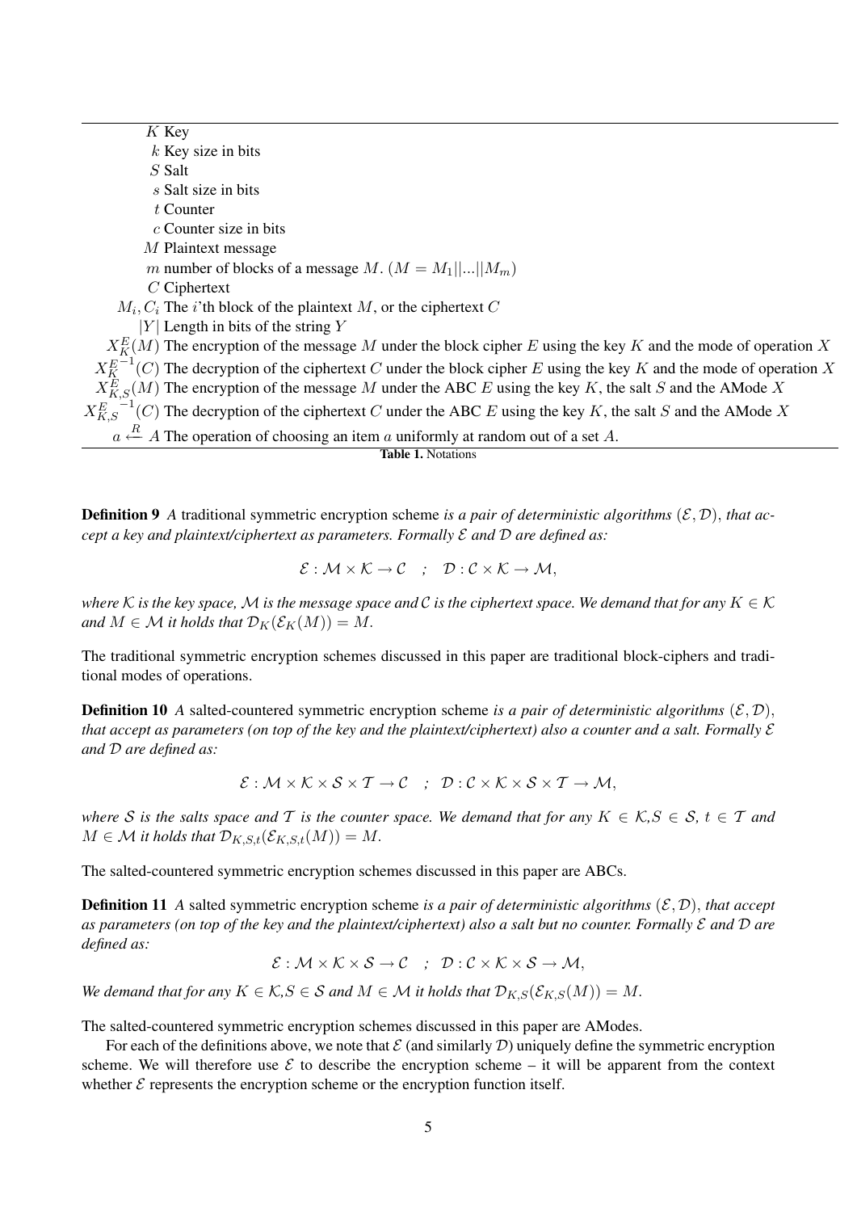| Notation | Description |
|---|---|
| $K$ | Key |
| $k$ | Key size in bits |
| $S$ | Salt |
| $s$ | Salt size in bits |
| $t$ | Counter |
| $c$ | Counter size in bits |
| $M$ | Plaintext message |
| $m$ | number of blocks of a message $M$. ($M = M_1 \vert\vert ... \vert\vert M_m$) |
| $M_i, C_i$ | The $i$'th block of the plaintext $M$, or the ciphertext $C$ |
| $\vert Y \vert$ | Length in bits of the string $Y$ |
| $X_K^E(M)$ | The encryption of the message $M$ under the block cipher $E$ using the key $K$ and the mode of operation $X$ |
| $X_K^{E^{-1}}(C)$ | The decryption of the ciphertext $C$ under the block cipher $E$ using the key $K$ and the mode of operation $X$ |
| $X_{K,S}^E(M)$ | The encryption of the message $M$ under the ABC $E$ using the key $K$, the salt $S$ and the AMode $X$ |
| $X_{K,S}^{E^{-1}}(C)$ | The decryption of the ciphertext $C$ under the ABC $E$ using the key $K$, the salt $S$ and the AMode $X$ |
| $a \xleftarrow{R} A$ | The operation of choosing an item $a$ uniformly at random out of a set $A$. |

**Table 1.** Notations

**Definition 9** *A* traditional symmetric encryption scheme *is a pair of deterministic algorithms $(\mathcal{E}, \mathcal{D})$, that accept a key and plaintext/ciphertext as parameters. Formally $\mathcal{E}$ and $\mathcal{D}$ are defined as:*

$$\mathcal{E} : \mathcal{M} \times \mathcal{K} \to \mathcal{C} \quad ; \quad \mathcal{D} : \mathcal{C} \times \mathcal{K} \to \mathcal{M},$$

*where $\mathcal{K}$ is the key space, $\mathcal{M}$ is the message space and $\mathcal{C}$ is the ciphertext space. We demand that for any $K \in \mathcal{K}$ and $M \in \mathcal{M}$ it holds that $\mathcal{D}_K(\mathcal{E}_K(M)) = M$.*

The traditional symmetric encryption schemes discussed in this paper are traditional block-ciphers and traditional modes of operations.

**Definition 10** *A* salted-countered symmetric encryption scheme *is a pair of deterministic algorithms $(\mathcal{E}, \mathcal{D})$, that accept as parameters (on top of the key and the plaintext/ciphertext) also a counter and a salt. Formally $\mathcal{E}$ and $\mathcal{D}$ are defined as:*

$$\mathcal{E} : \mathcal{M} \times \mathcal{K} \times \mathcal{S} \times \mathcal{T} \to \mathcal{C} \quad ; \quad \mathcal{D} : \mathcal{C} \times \mathcal{K} \times \mathcal{S} \times \mathcal{T} \to \mathcal{M},$$

*where $\mathcal{S}$ is the salts space and $\mathcal{T}$ is the counter space. We demand that for any $K \in \mathcal{K}, S \in \mathcal{S}$, $t \in \mathcal{T}$ and $M \in \mathcal{M}$ it holds that $\mathcal{D}_{K,S,t}(\mathcal{E}_{K,S,t}(M)) = M$.*

The salted-countered symmetric encryption schemes discussed in this paper are ABCs.

**Definition 11** *A* salted symmetric encryption scheme *is a pair of deterministic algorithms $(\mathcal{E}, \mathcal{D})$, that accept as parameters (on top of the key and the plaintext/ciphertext) also a salt but no counter. Formally $\mathcal{E}$ and $\mathcal{D}$ are defined as:*

$$\mathcal{E} : \mathcal{M} \times \mathcal{K} \times \mathcal{S} \to \mathcal{C} \quad ; \quad \mathcal{D} : \mathcal{C} \times \mathcal{K} \times \mathcal{S} \to \mathcal{M},$$

*We demand that for any $K \in \mathcal{K}, S \in \mathcal{S}$ and $M \in \mathcal{M}$ it holds that $\mathcal{D}_{K,S}(\mathcal{E}_{K,S}(M)) = M$.*

The salted-countered symmetric encryption schemes discussed in this paper are AModes.

For each of the definitions above, we note that $\mathcal{E}$ (and similarly $\mathcal{D}$) uniquely define the symmetric encryption scheme. We will therefore use $\mathcal{E}$ to describe the encryption scheme – it will be apparent from the context whether $\mathcal{E}$ represents the encryption scheme or the encryption function itself.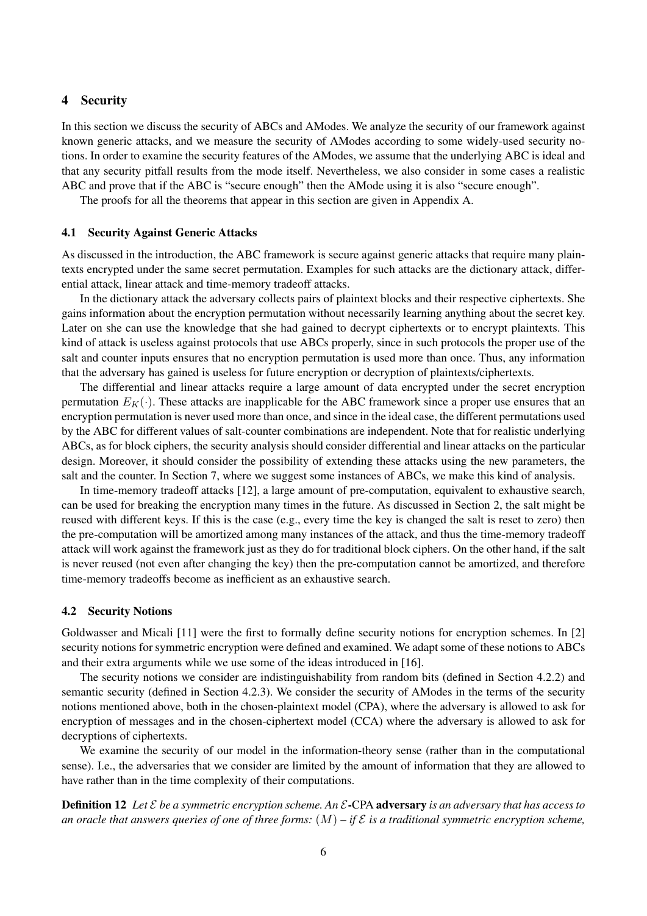## 4 Security

In this section we discuss the security of ABCs and AModes. We analyze the security of our framework against known generic attacks, and we measure the security of AModes according to some widely-used security notions. In order to examine the security features of the AModes, we assume that the underlying ABC is ideal and that any security pitfall results from the mode itself. Nevertheless, we also consider in some cases a realistic ABC and prove that if the ABC is "secure enough" then the AMode using it is also "secure enough".

The proofs for all the theorems that appear in this section are given in Appendix A.

### 4.1 Security Against Generic Attacks

As discussed in the introduction, the ABC framework is secure against generic attacks that require many plaintexts encrypted under the same secret permutation. Examples for such attacks are the dictionary attack, differential attack, linear attack and time-memory tradeoff attacks.

In the dictionary attack the adversary collects pairs of plaintext blocks and their respective ciphertexts. She gains information about the encryption permutation without necessarily learning anything about the secret key. Later on she can use the knowledge that she had gained to decrypt ciphertexts or to encrypt plaintexts. This kind of attack is useless against protocols that use ABCs properly, since in such protocols the proper use of the salt and counter inputs ensures that no encryption permutation is used more than once. Thus, any information that the adversary has gained is useless for future encryption or decryption of plaintexts/ciphertexts.

The differential and linear attacks require a large amount of data encrypted under the secret encryption permutation $E_K(\cdot)$. These attacks are inapplicable for the ABC framework since a proper use ensures that an encryption permutation is never used more than once, and since in the ideal case, the different permutations used by the ABC for different values of salt-counter combinations are independent. Note that for realistic underlying ABCs, as for block ciphers, the security analysis should consider differential and linear attacks on the particular design. Moreover, it should consider the possibility of extending these attacks using the new parameters, the salt and the counter. In Section 7, where we suggest some instances of ABCs, we make this kind of analysis.

In time-memory tradeoff attacks [12], a large amount of pre-computation, equivalent to exhaustive search, can be used for breaking the encryption many times in the future. As discussed in Section 2, the salt might be reused with different keys. If this is the case (e.g., every time the key is changed the salt is reset to zero) then the pre-computation will be amortized among many instances of the attack, and thus the time-memory tradeoff attack will work against the framework just as they do for traditional block ciphers. On the other hand, if the salt is never reused (not even after changing the key) then the pre-computation cannot be amortized, and therefore time-memory tradeoffs become as inefficient as an exhaustive search.

### 4.2 Security Notions

Goldwasser and Micali [11] were the first to formally define security notions for encryption schemes. In [2] security notions for symmetric encryption were defined and examined. We adapt some of these notions to ABCs and their extra arguments while we use some of the ideas introduced in [16].

The security notions we consider are indistinguishability from random bits (defined in Section 4.2.2) and semantic security (defined in Section 4.2.3). We consider the security of AModes in the terms of the security notions mentioned above, both in the chosen-plaintext model (CPA), where the adversary is allowed to ask for encryption of messages and in the chosen-ciphertext model (CCA) where the adversary is allowed to ask for decryptions of ciphertexts.

We examine the security of our model in the information-theory sense (rather than in the computational sense). I.e., the adversaries that we consider are limited by the amount of information that they are allowed to have rather than in the time complexity of their computations.

**Definition 12** *Let $\mathcal{E}$ be a symmetric encryption scheme. An $\mathcal{E}$-*CPA **adversary** *is an adversary that has access to an oracle that answers queries of one of three forms: $(M)$ – if $\mathcal{E}$ is a traditional symmetric encryption scheme,*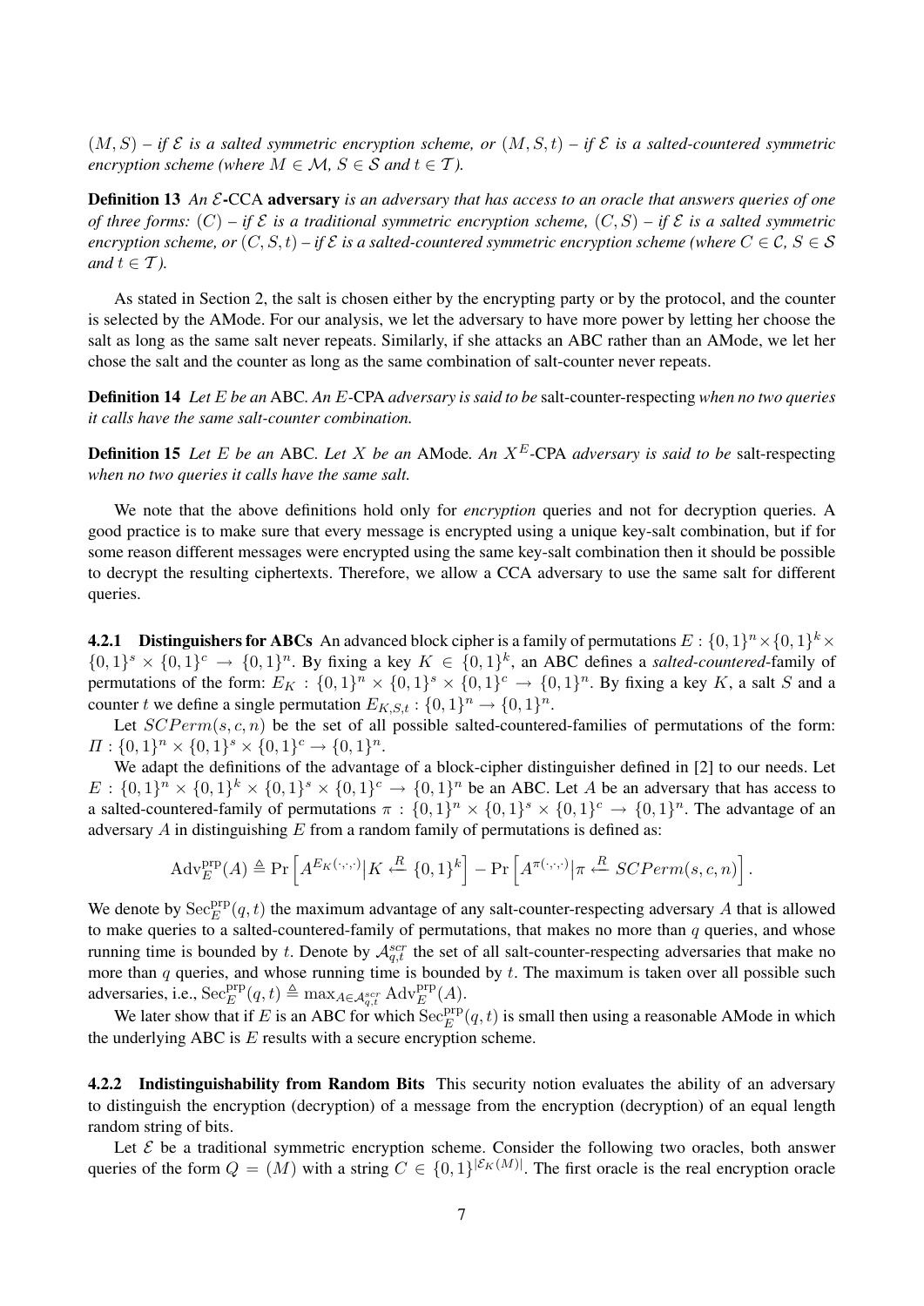$(M, S)$ – *if* $\mathcal{E}$ *is a salted symmetric encryption scheme, or* $(M, S, t)$ – *if* $\mathcal{E}$ *is a salted-countered symmetric encryption scheme (where* $M \in \mathcal{M}$*,* $S \in \mathcal{S}$ *and* $t \in \mathcal{T}$*).*

**Definition 13** *An* $\mathcal{E}$**-CCA adversary** *is an adversary that has access to an oracle that answers queries of one of three forms:* $(C)$ – *if* $\mathcal{E}$ *is a traditional symmetric encryption scheme,* $(C, S)$ – *if* $\mathcal{E}$ *is a salted symmetric encryption scheme, or* $(C, S, t)$ – *if* $\mathcal{E}$ *is a salted-countered symmetric encryption scheme (where* $C \in \mathcal{C}$*,* $S \in \mathcal{S}$ *and* $t \in \mathcal{T}$*).*

As stated in Section 2, the salt is chosen either by the encrypting party or by the protocol, and the counter is selected by the AMode. For our analysis, we let the adversary to have more power by letting her choose the salt as long as the same salt never repeats. Similarly, if she attacks an ABC rather than an AMode, we let her chose the salt and the counter as long as the same combination of salt-counter never repeats.

**Definition 14** *Let* $E$ *be an* ABC*. An* $E$*-*CPA *adversary is said to be* salt-counter-respecting *when no two queries it calls have the same salt-counter combination.*

**Definition 15** *Let* $E$ *be an* ABC*. Let* $X$ *be an* AMode*. An* $X^E$*-*CPA *adversary is said to be* salt-respecting *when no two queries it calls have the same salt.*

We note that the above definitions hold only for *encryption* queries and not for decryption queries. A good practice is to make sure that every message is encrypted using a unique key-salt combination, but if for some reason different messages were encrypted using the same key-salt combination then it should be possible to decrypt the resulting ciphertexts. Therefore, we allow a CCA adversary to use the same salt for different queries.

#### 4.2.1 Distinguishers for ABCs

An advanced block cipher is a family of permutations $E : \{0,1\}^n \times \{0,1\}^k \times \{0,1\}^s \times \{0,1\}^c \rightarrow \{0,1\}^n$. By fixing a key $K \in \{0,1\}^k$, an ABC defines a *salted-countered*-family of permutations of the form: $E_K : \{0,1\}^n \times \{0,1\}^s \times \{0,1\}^c \rightarrow \{0,1\}^n$. By fixing a key $K$, a salt $S$ and a counter $t$ we define a single permutation $E_{K,S,t} : \{0,1\}^n \rightarrow \{0,1\}^n$.

Let $SCPerm(s, c, n)$ be the set of all possible salted-countered-families of permutations of the form: $\Pi : \{0,1\}^n \times \{0,1\}^s \times \{0,1\}^c \rightarrow \{0,1\}^n$.

We adapt the definitions of the advantage of a block-cipher distinguisher defined in [2] to our needs. Let $E : \{0,1\}^n \times \{0,1\}^k \times \{0,1\}^s \times \{0,1\}^c \rightarrow \{0,1\}^n$ be an ABC. Let $A$ be an adversary that has access to a salted-countered-family of permutations $\pi : \{0,1\}^n \times \{0,1\}^s \times \{0,1\}^c \rightarrow \{0,1\}^n$. The advantage of an adversary $A$ in distinguishing $E$ from a random family of permutations is defined as:

$$\mathrm{Adv}_E^{\mathrm{prp}}(A) \triangleq \Pr\left[A^{E_K(\cdot,\cdot,\cdot)} \middle| K \xleftarrow{R} \{0,1\}^k\right] - \Pr\left[A^{\pi(\cdot,\cdot,\cdot)} \middle| \pi \xleftarrow{R} SCPerm(s,c,n)\right].$$

We denote by $\mathrm{Sec}_E^{\mathrm{prp}}(q,t)$ the maximum advantage of any salt-counter-respecting adversary $A$ that is allowed to make queries to a salted-countered-family of permutations, that makes no more than $q$ queries, and whose running time is bounded by $t$. Denote by $\mathcal{A}_{q,t}^{scr}$ the set of all salt-counter-respecting adversaries that make no more than $q$ queries, and whose running time is bounded by $t$. The maximum is taken over all possible such adversaries, i.e., $\mathrm{Sec}_E^{\mathrm{prp}}(q,t) \triangleq \max_{A \in \mathcal{A}_{q,t}^{scr}} \mathrm{Adv}_E^{\mathrm{prp}}(A)$.

We later show that if $E$ is an ABC for which $\mathrm{Sec}_E^{\mathrm{prp}}(q,t)$ is small then using a reasonable AMode in which the underlying ABC is $E$ results with a secure encryption scheme.

#### 4.2.2 Indistinguishability from Random Bits

This security notion evaluates the ability of an adversary to distinguish the encryption (decryption) of a message from the encryption (decryption) of an equal length random string of bits.

Let $\mathcal{E}$ be a traditional symmetric encryption scheme. Consider the following two oracles, both answer queries of the form $Q = (M)$ with a string $C \in \{0,1\}^{|\mathcal{E}_K(M)|}$. The first oracle is the real encryption oracle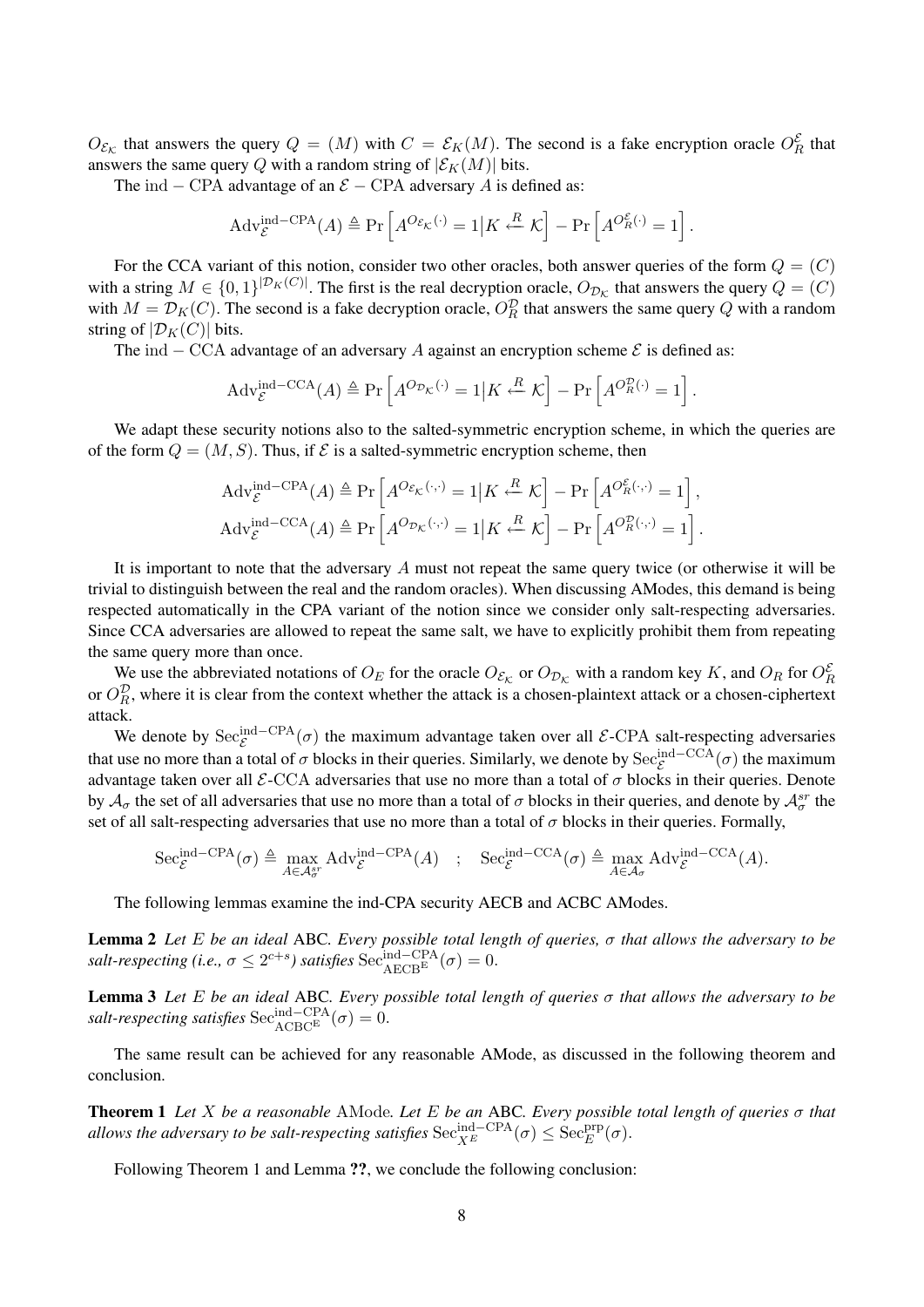$O_{\mathcal{E}_\mathcal{K}}$ that answers the query $Q = (M)$ with $C = \mathcal{E}_K(M)$. The second is a fake encryption oracle $O_R^{\mathcal{E}}$ that answers the same query $Q$ with a random string of $|\mathcal{E}_K(M)|$ bits.

The ind − CPA advantage of an $\mathcal{E}$ − CPA adversary $A$ is defined as:

$$\mathrm{Adv}_{\mathcal{E}}^{\mathrm{ind-CPA}}(A) \triangleq \Pr\left[A^{O_{\mathcal{E}_\mathcal{K}}(\cdot)} = 1 \middle| K \xleftarrow{R} \mathcal{K}\right] - \Pr\left[A^{O_R^{\mathcal{E}}(\cdot)} = 1\right].$$

For the CCA variant of this notion, consider two other oracles, both answer queries of the form $Q = (C)$ with a string $M \in \{0,1\}^{|\mathcal{D}_K(C)|}$. The first is the real decryption oracle, $O_{\mathcal{D}_\mathcal{K}}$ that answers the query $Q = (C)$ with $M = \mathcal{D}_K(C)$. The second is a fake decryption oracle, $O_R^{\mathcal{D}}$ that answers the same query $Q$ with a random string of $|\mathcal{D}_K(C)|$ bits.

The ind − CCA advantage of an adversary $A$ against an encryption scheme $\mathcal{E}$ is defined as:

$$\mathrm{Adv}_{\mathcal{E}}^{\mathrm{ind-CCA}}(A) \triangleq \Pr\left[A^{O_{\mathcal{D}_\mathcal{K}}(\cdot)} = 1 \middle| K \xleftarrow{R} \mathcal{K}\right] - \Pr\left[A^{O_R^{\mathcal{D}}(\cdot)} = 1\right].$$

We adapt these security notions also to the salted-symmetric encryption scheme, in which the queries are of the form $Q = (M, S)$. Thus, if $\mathcal{E}$ is a salted-symmetric encryption scheme, then

$$\mathrm{Adv}_{\mathcal{E}}^{\mathrm{ind-CPA}}(A) \triangleq \Pr\left[A^{O_{\mathcal{E}_\mathcal{K}}(\cdot,\cdot)} = 1 \middle| K \xleftarrow{R} \mathcal{K}\right] - \Pr\left[A^{O_R^{\mathcal{E}}(\cdot,\cdot)} = 1\right],$$
$$\mathrm{Adv}_{\mathcal{E}}^{\mathrm{ind-CCA}}(A) \triangleq \Pr\left[A^{O_{\mathcal{D}_\mathcal{K}}(\cdot,\cdot)} = 1 \middle| K \xleftarrow{R} \mathcal{K}\right] - \Pr\left[A^{O_R^{\mathcal{D}}(\cdot,\cdot)} = 1\right].$$

It is important to note that the adversary $A$ must not repeat the same query twice (or otherwise it will be trivial to distinguish between the real and the random oracles). When discussing AModes, this demand is being respected automatically in the CPA variant of the notion since we consider only salt-respecting adversaries. Since CCA adversaries are allowed to repeat the same salt, we have to explicitly prohibit them from repeating the same query more than once.

We use the abbreviated notations of $O_E$ for the oracle $O_{\mathcal{E}_\mathcal{K}}$ or $O_{\mathcal{D}_\mathcal{K}}$ with a random key $K$, and $O_R$ for $O_R^{\mathcal{E}}$ or $O_R^{\mathcal{D}}$, where it is clear from the context whether the attack is a chosen-plaintext attack or a chosen-ciphertext attack.

We denote by $\mathrm{Sec}_{\mathcal{E}}^{\mathrm{ind-CPA}}(\sigma)$ the maximum advantage taken over all $\mathcal{E}$-CPA salt-respecting adversaries that use no more than a total of $\sigma$ blocks in their queries. Similarly, we denote by $\mathrm{Sec}_{\mathcal{E}}^{\mathrm{ind-CCA}}(\sigma)$ the maximum advantage taken over all $\mathcal{E}$-CCA adversaries that use no more than a total of $\sigma$ blocks in their queries. Denote by $\mathcal{A}_\sigma$ the set of all adversaries that use no more than a total of $\sigma$ blocks in their queries, and denote by $\mathcal{A}_\sigma^{sr}$ the set of all salt-respecting adversaries that use no more than a total of $\sigma$ blocks in their queries. Formally,

$$\mathrm{Sec}_{\mathcal{E}}^{\mathrm{ind-CPA}}(\sigma) \triangleq \max_{A \in \mathcal{A}_\sigma^{sr}} \mathrm{Adv}_{\mathcal{E}}^{\mathrm{ind-CPA}}(A) \quad ; \quad \mathrm{Sec}_{\mathcal{E}}^{\mathrm{ind-CCA}}(\sigma) \triangleq \max_{A \in \mathcal{A}_\sigma} \mathrm{Adv}_{\mathcal{E}}^{\mathrm{ind-CCA}}(A).$$

The following lemmas examine the ind-CPA security AECB and ACBC AModes.

**Lemma 2** *Let $E$ be an ideal* ABC*. Every possible total length of queries, $\sigma$ that allows the adversary to be salt-respecting (i.e., $\sigma \leq 2^{c+s}$) satisfies* $\mathrm{Sec}_{\mathrm{AECB^E}}^{\mathrm{ind-CPA}}(\sigma) = 0$.

**Lemma 3** *Let $E$ be an ideal* ABC*. Every possible total length of queries $\sigma$ that allows the adversary to be salt-respecting satisfies* $\mathrm{Sec}_{\mathrm{ACBC^E}}^{\mathrm{ind-CPA}}(\sigma) = 0$.

The same result can be achieved for any reasonable AMode, as discussed in the following theorem and conclusion.

**Theorem 1** *Let $X$ be a reasonable* AMode*. Let $E$ be an* ABC*. Every possible total length of queries $\sigma$ that allows the adversary to be salt-respecting satisfies* $\mathrm{Sec}_{X^E}^{\mathrm{ind-CPA}}(\sigma) \leq \mathrm{Sec}_{E}^{\mathrm{prp}}(\sigma)$.

Following Theorem 1 and Lemma **??**, we conclude the following conclusion: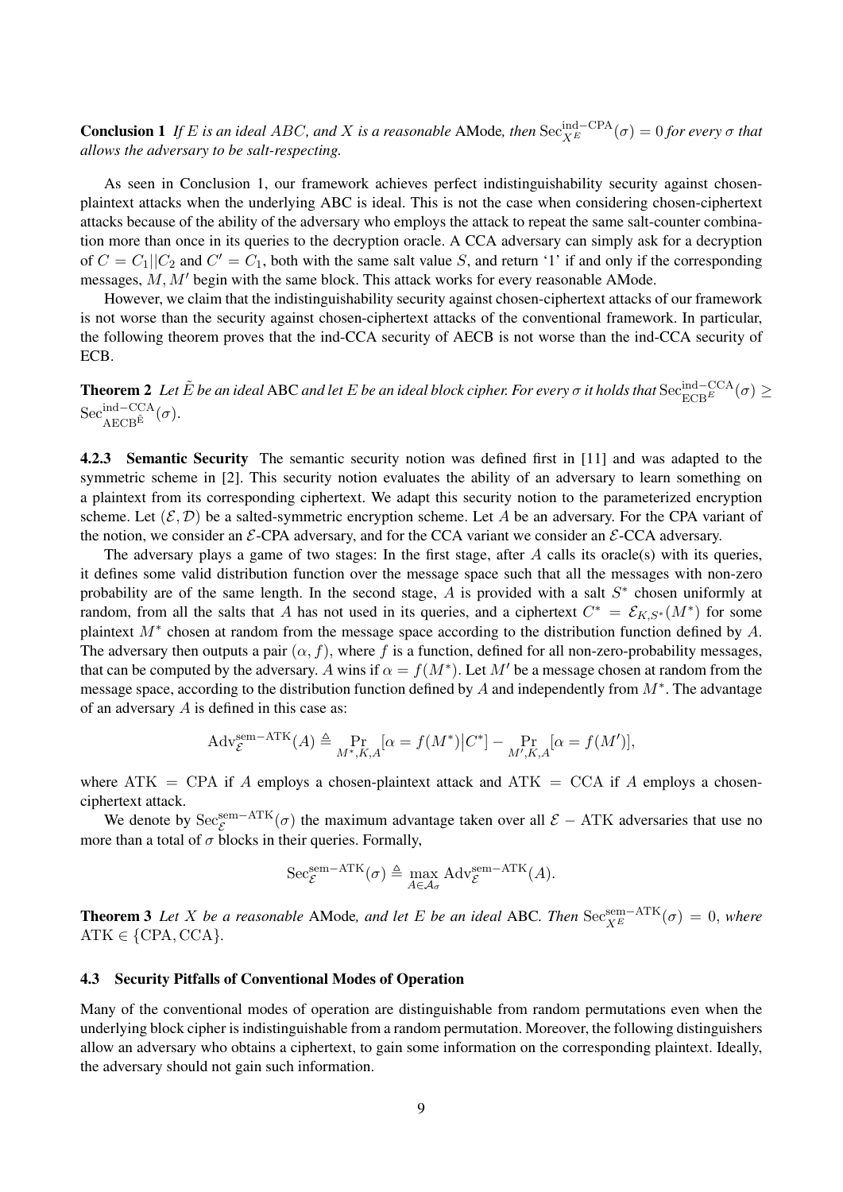**Conclusion 1** *If $E$ is an ideal $ABC$, and $X$ is a reasonable* AMode*, then* $\mathrm{Sec}_{X^E}^{\mathrm{ind-CPA}}(\sigma) = 0$ *for every $\sigma$ that allows the adversary to be salt-respecting.*

As seen in Conclusion 1, our framework achieves perfect indistinguishability security against chosen-plaintext attacks when the underlying ABC is ideal. This is not the case when considering chosen-ciphertext attacks because of the ability of the adversary who employs the attack to repeat the same salt-counter combination more than once in its queries to the decryption oracle. A CCA adversary can simply ask for a decryption of $C = C_1||C_2$ and $C' = C_1$, both with the same salt value $S$, and return '1' if and only if the corresponding messages, $M, M'$ begin with the same block. This attack works for every reasonable AMode.

However, we claim that the indistinguishability security against chosen-ciphertext attacks of our framework is not worse than the security against chosen-ciphertext attacks of the conventional framework. In particular, the following theorem proves that the ind-CCA security of AECB is not worse than the ind-CCA security of ECB.

**Theorem 2** *Let $\tilde{E}$ be an ideal* ABC *and let $E$ be an ideal block cipher. For every $\sigma$ it holds that* $\mathrm{Sec}_{\mathrm{ECB}^E}^{\mathrm{ind-CCA}}(\sigma) \geq \mathrm{Sec}_{\mathrm{AECB}^{\tilde{E}}}^{\mathrm{ind-CCA}}(\sigma)$.

#### 4.2.3 Semantic Security

The semantic security notion was defined first in [11] and was adapted to the symmetric scheme in [2]. This security notion evaluates the ability of an adversary to learn something on a plaintext from its corresponding ciphertext. We adapt this security notion to the parameterized encryption scheme. Let $(\mathcal{E}, \mathcal{D})$ be a salted-symmetric encryption scheme. Let $A$ be an adversary. For the CPA variant of the notion, we consider an $\mathcal{E}$-CPA adversary, and for the CCA variant we consider an $\mathcal{E}$-CCA adversary.

The adversary plays a game of two stages: In the first stage, after $A$ calls its oracle(s) with its queries, it defines some valid distribution function over the message space such that all the messages with non-zero probability are of the same length. In the second stage, $A$ is provided with a salt $S^*$ chosen uniformly at random, from all the salts that $A$ has not used in its queries, and a ciphertext $C^* = \mathcal{E}_{K,S^*}(M^*)$ for some plaintext $M^*$ chosen at random from the message space according to the distribution function defined by $A$. The adversary then outputs a pair $(\alpha, f)$, where $f$ is a function, defined for all non-zero-probability messages, that can be computed by the adversary. $A$ wins if $\alpha = f(M^*)$. Let $M'$ be a message chosen at random from the message space, according to the distribution function defined by $A$ and independently from $M^*$. The advantage of an adversary $A$ is defined in this case as:

$$\mathrm{Adv}_{\mathcal{E}}^{\mathrm{sem-ATK}}(A) \triangleq \Pr_{M^*,K,A}[\alpha = f(M^*)\big|C^*] - \Pr_{M',K,A}[\alpha = f(M')],$$

where $\mathrm{ATK} = \mathrm{CPA}$ if $A$ employs a chosen-plaintext attack and $\mathrm{ATK} = \mathrm{CCA}$ if $A$ employs a chosen-ciphertext attack.

We denote by $\mathrm{Sec}_{\mathcal{E}}^{\mathrm{sem-ATK}}(\sigma)$ the maximum advantage taken over all $\mathcal{E} - \mathrm{ATK}$ adversaries that use no more than a total of $\sigma$ blocks in their queries. Formally,

$$\mathrm{Sec}_{\mathcal{E}}^{\mathrm{sem-ATK}}(\sigma) \triangleq \max_{A \in \mathcal{A}_\sigma} \mathrm{Adv}_{\mathcal{E}}^{\mathrm{sem-ATK}}(A).$$

**Theorem 3** *Let $X$ be a reasonable* AMode*, and let $E$ be an ideal* ABC*. Then* $\mathrm{Sec}_{X^E}^{\mathrm{sem-ATK}}(\sigma) = 0$*, where* $\mathrm{ATK} \in \{\mathrm{CPA}, \mathrm{CCA}\}$.

### 4.3 Security Pitfalls of Conventional Modes of Operation

Many of the conventional modes of operation are distinguishable from random permutations even when the underlying block cipher is indistinguishable from a random permutation. Moreover, the following distinguishers allow an adversary who obtains a ciphertext, to gain some information on the corresponding plaintext. Ideally, the adversary should not gain such information.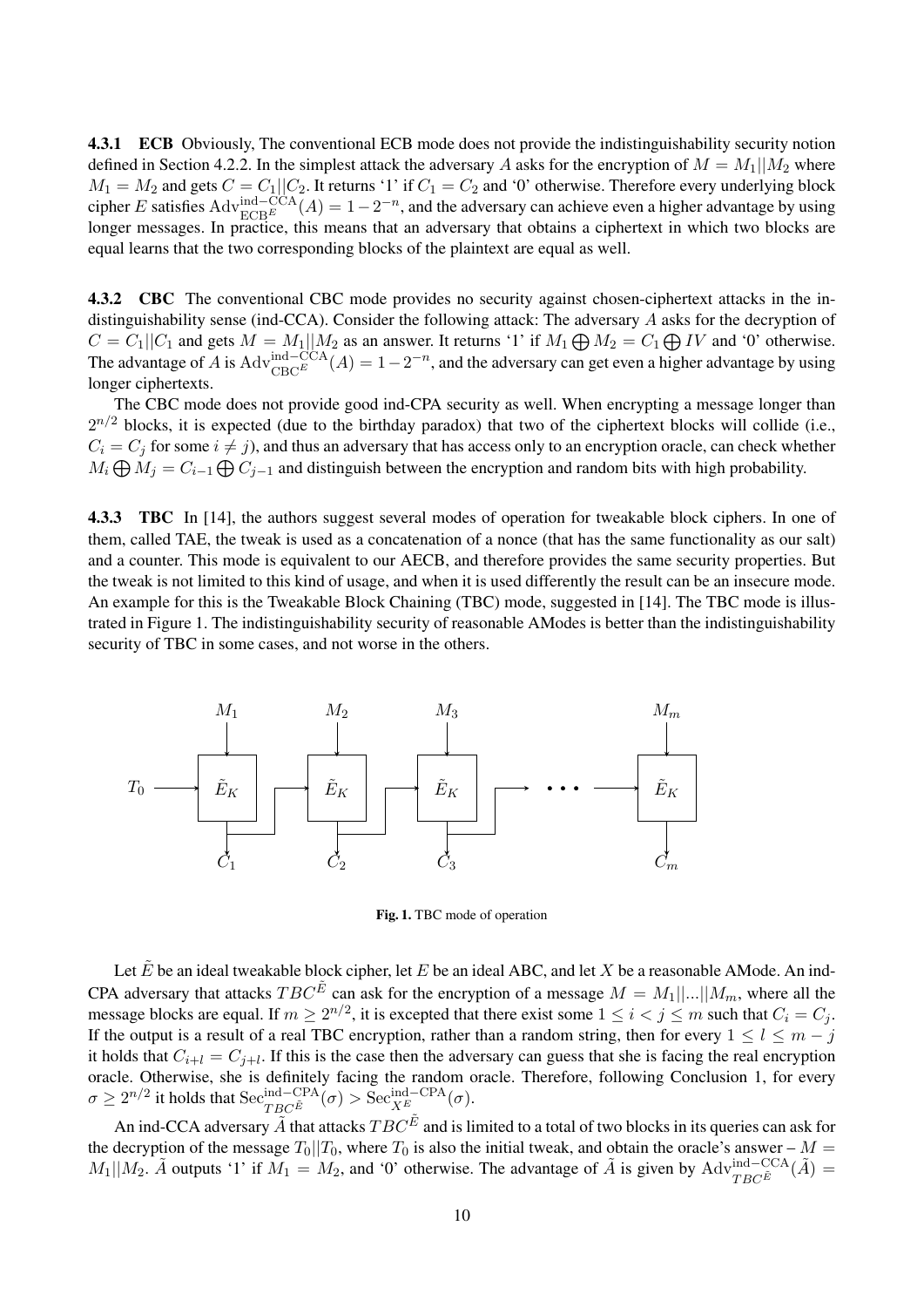**4.3.1 ECB** Obviously, The conventional ECB mode does not provide the indistinguishability security notion defined in Section 4.2.2. In the simplest attack the adversary $A$ asks for the encryption of $M = M_1||M_2$ where $M_1 = M_2$ and gets $C = C_1||C_2$. It returns '1' if $C_1 = C_2$ and '0' otherwise. Therefore every underlying block cipher $E$ satisfies $\mathrm{Adv}^{\mathrm{ind-CCA}}_{\mathrm{ECB}^E}(A) = 1 - 2^{-n}$, and the adversary can achieve even a higher advantage by using longer messages. In practice, this means that an adversary that obtains a ciphertext in which two blocks are equal learns that the two corresponding blocks of the plaintext are equal as well.

**4.3.2 CBC** The conventional CBC mode provides no security against chosen-ciphertext attacks in the indistinguishability sense (ind-CCA). Consider the following attack: The adversary $A$ asks for the decryption of $C = C_1||C_1$ and gets $M = M_1||M_2$ as an answer. It returns '1' if $M_1 \bigoplus M_2 = C_1 \bigoplus IV$ and '0' otherwise. The advantage of $A$ is $\mathrm{Adv}^{\mathrm{ind-CCA}}_{\mathrm{CBC}^E}(A) = 1 - 2^{-n}$, and the adversary can get even a higher advantage by using longer ciphertexts.

The CBC mode does not provide good ind-CPA security as well. When encrypting a message longer than $2^{n/2}$ blocks, it is expected (due to the birthday paradox) that two of the ciphertext blocks will collide (i.e., $C_i = C_j$ for some $i \neq j$), and thus an adversary that has access only to an encryption oracle, can check whether $M_i \bigoplus M_j = C_{i-1} \bigoplus C_{j-1}$ and distinguish between the encryption and random bits with high probability.

**4.3.3 TBC** In [14], the authors suggest several modes of operation for tweakable block ciphers. In one of them, called TAE, the tweak is used as a concatenation of a nonce (that has the same functionality as our salt) and a counter. This mode is equivalent to our AECB, and therefore provides the same security properties. But the tweak is not limited to this kind of usage, and when it is used differently the result can be an insecure mode. An example for this is the Tweakable Block Chaining (TBC) mode, suggested in [14]. The TBC mode is illustrated in Figure 1. The indistinguishability security of reasonable AModes is better than the indistinguishability security of TBC in some cases, and not worse in the others.

**Fig. 1.** TBC mode of operation

Let $\tilde{E}$ be an ideal tweakable block cipher, let $E$ be an ideal ABC, and let $X$ be a reasonable AMode. An ind-CPA adversary that attacks $TBC^{\tilde{E}}$ can ask for the encryption of a message $M = M_1||...||M_m$, where all the message blocks are equal. If $m \geq 2^{n/2}$, it is excepted that there exist some $1 \leq i < j \leq m$ such that $C_i = C_j$. If the output is a result of a real TBC encryption, rather than a random string, then for every $1 \leq l \leq m - j$ it holds that $C_{i+l} = C_{j+l}$. If this is the case then the adversary can guess that she is facing the real encryption oracle. Otherwise, she is definitely facing the random oracle. Therefore, following Conclusion 1, for every $\sigma \geq 2^{n/2}$ it holds that $\mathrm{Sec}^{\mathrm{ind-CPA}}_{TBC^{\tilde{E}}}(\sigma) > \mathrm{Sec}^{\mathrm{ind-CPA}}_{X^E}(\sigma)$.

An ind-CCA adversary $\tilde{A}$ that attacks $TBC^{\tilde{E}}$ and is limited to a total of two blocks in its queries can ask for the decryption of the message $T_0||T_0$, where $T_0$ is also the initial tweak, and obtain the oracle's answer – $M = M_1||M_2$. $\tilde{A}$ outputs '1' if $M_1 = M_2$, and '0' otherwise. The advantage of $\tilde{A}$ is given by $\mathrm{Adv}^{\mathrm{ind-CCA}}_{TBC^{\tilde{E}}}(\tilde{A}) =$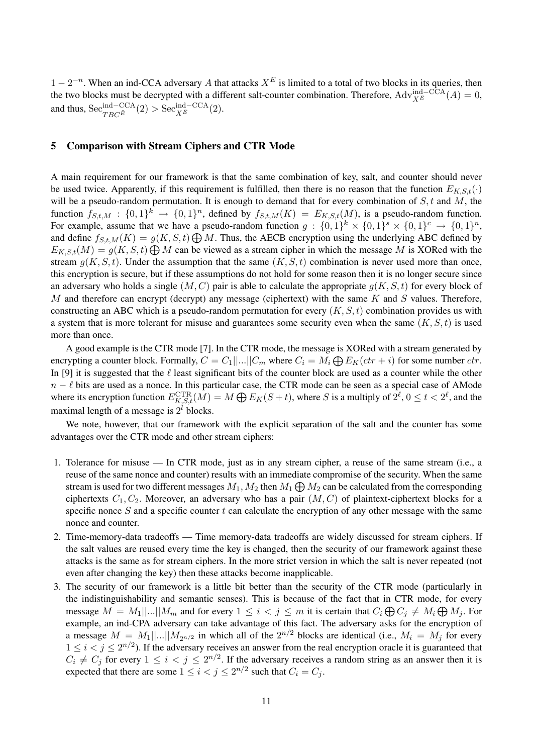$1 - 2^{-n}$. When an ind-CCA adversary $A$ that attacks $X^E$ is limited to a total of two blocks in its queries, then the two blocks must be decrypted with a different salt-counter combination. Therefore, $\mathrm{Adv}_{X^E}^{\mathrm{ind-CCA}}(A) = 0$, and thus, $\mathrm{Sec}_{TBC^{\tilde{E}}}^{\mathrm{ind-CCA}}(2) > \mathrm{Sec}_{X^E}^{\mathrm{ind-CCA}}(2)$.

## 5 Comparison with Stream Ciphers and CTR Mode

A main requirement for our framework is that the same combination of key, salt, and counter should never be used twice. Apparently, if this requirement is fulfilled, then there is no reason that the function $E_{K,S,t}(\cdot)$ will be a pseudo-random permutation. It is enough to demand that for every combination of $S, t$ and $M$, the function $f_{S,t,M} : \{0,1\}^k \rightarrow \{0,1\}^n$, defined by $f_{S,t,M}(K) = E_{K,S,t}(M)$, is a pseudo-random function. For example, assume that we have a pseudo-random function $g : \{0,1\}^k \times \{0,1\}^s \times \{0,1\}^c \rightarrow \{0,1\}^n$, and define $f_{S,t,M}(K) = g(K,S,t) \bigoplus M$. Thus, the AECB encryption using the underlying ABC defined by $E_{K,S,t}(M) = g(K,S,t) \bigoplus M$ can be viewed as a stream cipher in which the message $M$ is XORed with the stream $g(K,S,t)$. Under the assumption that the same $(K,S,t)$ combination is never used more than once, this encryption is secure, but if these assumptions do not hold for some reason then it is no longer secure since an adversary who holds a single $(M,C)$ pair is able to calculate the appropriate $g(K,S,t)$ for every block of $M$ and therefore can encrypt (decrypt) any message (ciphertext) with the same $K$ and $S$ values. Therefore, constructing an ABC which is a pseudo-random permutation for every $(K,S,t)$ combination provides us with a system that is more tolerant for misuse and guarantees some security even when the same $(K,S,t)$ is used more than once.

A good example is the CTR mode [7]. In the CTR mode, the message is XORed with a stream generated by encrypting a counter block. Formally, $C = C_1||...||C_m$ where $C_i = M_i \bigoplus E_K(ctr + i)$ for some number $ctr$. In [9] it is suggested that the $\ell$ least significant bits of the counter block are used as a counter while the other $n - \ell$ bits are used as a nonce. In this particular case, the CTR mode can be seen as a special case of AMode where its encryption function $E_{K,S,t}^{\mathrm{CTR}}(M) = M \bigoplus E_K(S + t)$, where $S$ is a multiply of $2^\ell$, $0 \leq t < 2^\ell$, and the maximal length of a message is $2^l$ blocks.

We note, however, that our framework with the explicit separation of the salt and the counter has some advantages over the CTR mode and other stream ciphers:

1. Tolerance for misuse — In CTR mode, just as in any stream cipher, a reuse of the same stream (i.e., a reuse of the same nonce and counter) results with an immediate compromise of the security. When the same stream is used for two different messages $M_1, M_2$ then $M_1 \bigoplus M_2$ can be calculated from the corresponding ciphertexts $C_1, C_2$. Moreover, an adversary who has a pair $(M,C)$ of plaintext-ciphertext blocks for a specific nonce $S$ and a specific counter $t$ can calculate the encryption of any other message with the same nonce and counter.
2. Time-memory-data tradeoffs — Time memory-data tradeoffs are widely discussed for stream ciphers. If the salt values are reused every time the key is changed, then the security of our framework against these attacks is the same as for stream ciphers. In the more strict version in which the salt is never repeated (not even after changing the key) then these attacks become inapplicable.
3. The security of our framework is a little bit better than the security of the CTR mode (particularly in the indistinguishability and semantic senses). This is because of the fact that in CTR mode, for every message $M = M_1||...||M_m$ and for every $1 \leq i < j \leq m$ it is certain that $C_i \bigoplus C_j \neq M_i \bigoplus M_j$. For example, an ind-CPA adversary can take advantage of this fact. The adversary asks for the encryption of a message $M = M_1||...||M_{2^{n/2}}$ in which all of the $2^{n/2}$ blocks are identical (i.e., $M_i = M_j$ for every $1 \leq i < j \leq 2^{n/2}$). If the adversary receives an answer from the real encryption oracle it is guaranteed that $C_i \neq C_j$ for every $1 \leq i < j \leq 2^{n/2}$. If the adversary receives a random string as an answer then it is expected that there are some $1 \leq i < j \leq 2^{n/2}$ such that $C_i = C_j$.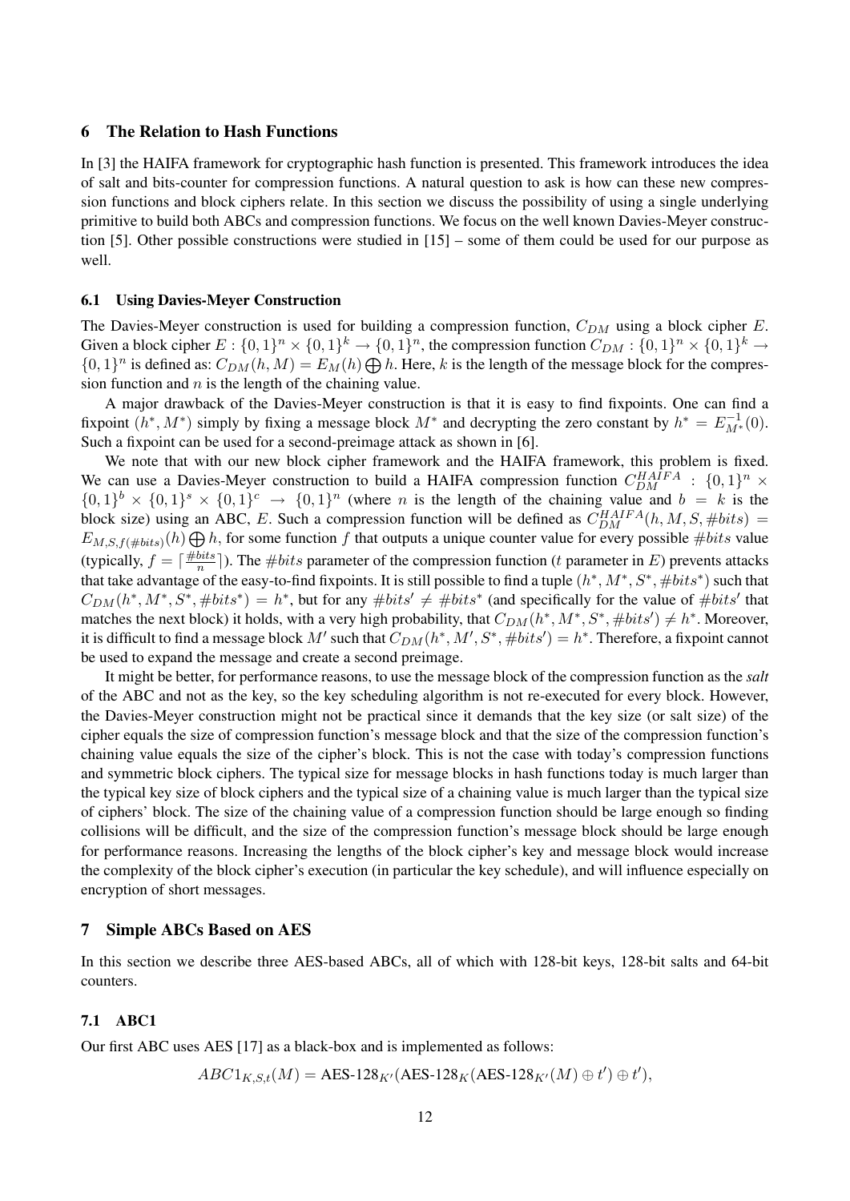## 6 The Relation to Hash Functions

In [3] the HAIFA framework for cryptographic hash function is presented. This framework introduces the idea of salt and bits-counter for compression functions. A natural question to ask is how can these new compression functions and block ciphers relate. In this section we discuss the possibility of using a single underlying primitive to build both ABCs and compression functions. We focus on the well known Davies-Meyer construction [5]. Other possible constructions were studied in [15] – some of them could be used for our purpose as well.

### 6.1 Using Davies-Meyer Construction

The Davies-Meyer construction is used for building a compression function, $C_{DM}$ using a block cipher $E$. Given a block cipher $E : \{0,1\}^n \times \{0,1\}^k \to \{0,1\}^n$, the compression function $C_{DM} : \{0,1\}^n \times \{0,1\}^k \to \{0,1\}^n$ is defined as: $C_{DM}(h, M) = E_M(h) \bigoplus h$. Here, $k$ is the length of the message block for the compression function and $n$ is the length of the chaining value.

A major drawback of the Davies-Meyer construction is that it is easy to find fixpoints. One can find a fixpoint $(h^*, M^*)$ simply by fixing a message block $M^*$ and decrypting the zero constant by $h^* = E^{-1}_{M^*}(0)$. Such a fixpoint can be used for a second-preimage attack as shown in [6].

We note that with our new block cipher framework and the HAIFA framework, this problem is fixed. We can use a Davies-Meyer construction to build a HAIFA compression function $C^{HAIFA}_{DM} : \{0,1\}^n \times \{0,1\}^b \times \{0,1\}^s \times \{0,1\}^c \to \{0,1\}^n$ (where $n$ is the length of the chaining value and $b = k$ is the block size) using an ABC, $E$. Such a compression function will be defined as $C^{HAIFA}_{DM}(h, M, S, \#bits) = E_{M,S,f(\#bits)}(h) \bigoplus h$, for some function $f$ that outputs a unique counter value for every possible $\#bits$ value (typically, $f = \lceil \frac{\#bits}{n} \rceil$). The $\#bits$ parameter of the compression function ($t$ parameter in $E$) prevents attacks that take advantage of the easy-to-find fixpoints. It is still possible to find a tuple $(h^*, M^*, S^*, \#bits^*)$ such that $C_{DM}(h^*, M^*, S^*, \#bits^*) = h^*$, but for any $\#bits' \neq \#bits^*$ (and specifically for the value of $\#bits'$ that matches the next block) it holds, with a very high probability, that $C_{DM}(h^*, M^*, S^*, \#bits') \neq h^*$. Moreover, it is difficult to find a message block $M'$ such that $C_{DM}(h^*, M', S^*, \#bits') = h^*$. Therefore, a fixpoint cannot be used to expand the message and create a second preimage.

It might be better, for performance reasons, to use the message block of the compression function as the *salt* of the ABC and not as the key, so the key scheduling algorithm is not re-executed for every block. However, the Davies-Meyer construction might not be practical since it demands that the key size (or salt size) of the cipher equals the size of compression function's message block and that the size of the compression function's chaining value equals the size of the cipher's block. This is not the case with today's compression functions and symmetric block ciphers. The typical size for message blocks in hash functions today is much larger than the typical key size of block ciphers and the typical size of a chaining value is much larger than the typical size of ciphers' block. The size of the chaining value of a compression function should be large enough so finding collisions will be difficult, and the size of the compression function's message block should be large enough for performance reasons. Increasing the lengths of the block cipher's key and message block would increase the complexity of the block cipher's execution (in particular the key schedule), and will influence especially on encryption of short messages.

## 7 Simple ABCs Based on AES

In this section we describe three AES-based ABCs, all of which with 128-bit keys, 128-bit salts and 64-bit counters.

### 7.1 ABC1

Our first ABC uses AES [17] as a black-box and is implemented as follows:

$$ABC1_{K,S,t}(M) = \text{AES-128}_{K'}(\text{AES-128}_K(\text{AES-128}_{K'}(M) \oplus t') \oplus t'),$$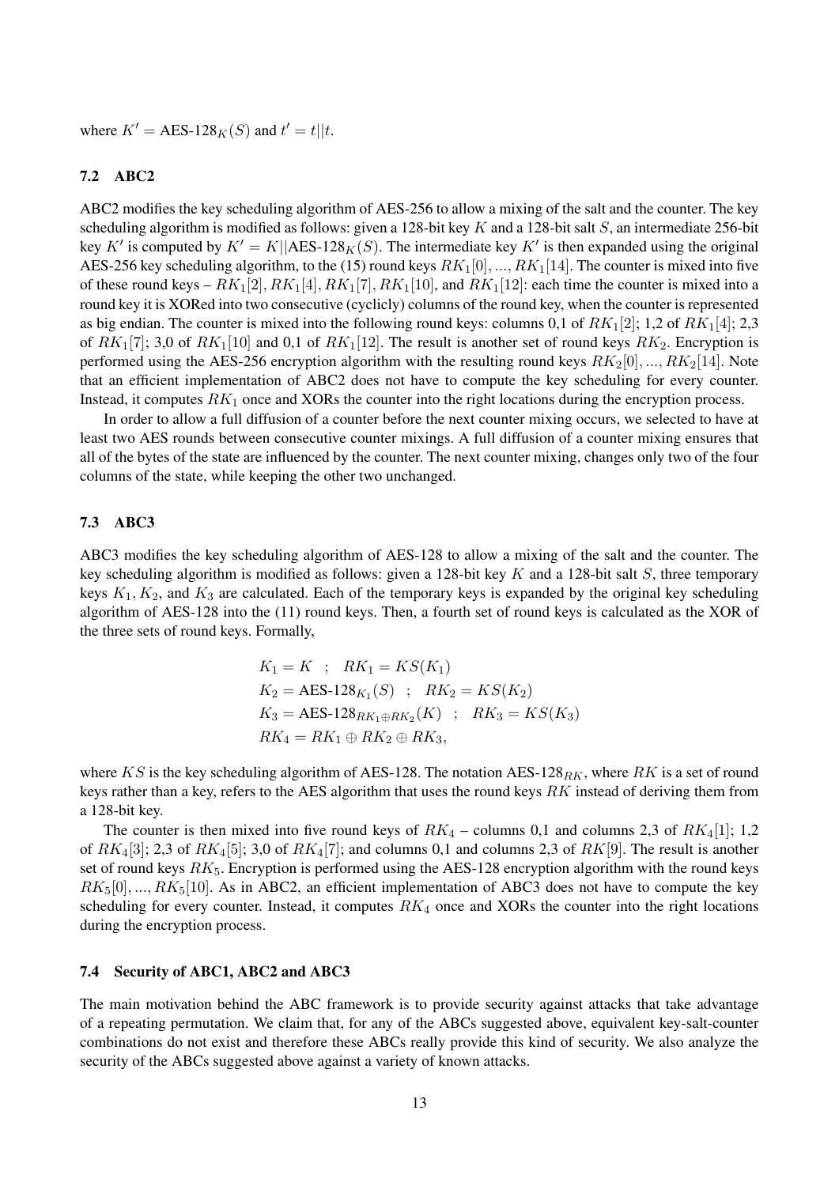where $K' = \text{AES-128}_K(S)$ and $t' = t||t$.

### 7.2 ABC2

ABC2 modifies the key scheduling algorithm of AES-256 to allow a mixing of the salt and the counter. The key scheduling algorithm is modified as follows: given a 128-bit key $K$ and a 128-bit salt $S$, an intermediate 256-bit key $K'$ is computed by $K' = K||\text{AES-128}_K(S)$. The intermediate key $K'$ is then expanded using the original AES-256 key scheduling algorithm, to the (15) round keys $RK_1[0], ..., RK_1[14]$. The counter is mixed into five of these round keys – $RK_1[2], RK_1[4], RK_1[7], RK_1[10]$, and $RK_1[12]$: each time the counter is mixed into a round key it is XORed into two consecutive (cyclicly) columns of the round key, when the counter is represented as big endian. The counter is mixed into the following round keys: columns 0,1 of $RK_1[2]$; 1,2 of $RK_1[4]$; 2,3 of $RK_1[7]$; 3,0 of $RK_1[10]$ and 0,1 of $RK_1[12]$. The result is another set of round keys $RK_2$. Encryption is performed using the AES-256 encryption algorithm with the resulting round keys $RK_2[0], ..., RK_2[14]$. Note that an efficient implementation of ABC2 does not have to compute the key scheduling for every counter. Instead, it computes $RK_1$ once and XORs the counter into the right locations during the encryption process.

In order to allow a full diffusion of a counter before the next counter mixing occurs, we selected to have at least two AES rounds between consecutive counter mixings. A full diffusion of a counter mixing ensures that all of the bytes of the state are influenced by the counter. The next counter mixing, changes only two of the four columns of the state, while keeping the other two unchanged.

### 7.3 ABC3

ABC3 modifies the key scheduling algorithm of AES-128 to allow a mixing of the salt and the counter. The key scheduling algorithm is modified as follows: given a 128-bit key $K$ and a 128-bit salt $S$, three temporary keys $K_1$, $K_2$, and $K_3$ are calculated. Each of the temporary keys is expanded by the original key scheduling algorithm of AES-128 into the (11) round keys. Then, a fourth set of round keys is calculated as the XOR of the three sets of round keys. Formally,

$$
\begin{aligned}
&K_1 = K \quad ; \quad RK_1 = KS(K_1) \\
&K_2 = \text{AES-128}_{K_1}(S) \quad ; \quad RK_2 = KS(K_2) \\
&K_3 = \text{AES-128}_{RK_1 \oplus RK_2}(K) \quad ; \quad RK_3 = KS(K_3) \\
&RK_4 = RK_1 \oplus RK_2 \oplus RK_3,
\end{aligned}
$$

where $KS$ is the key scheduling algorithm of AES-128. The notation $\text{AES-128}_{RK}$, where $RK$ is a set of round keys rather than a key, refers to the AES algorithm that uses the round keys $RK$ instead of deriving them from a 128-bit key.

The counter is then mixed into five round keys of $RK_4$ – columns 0,1 and columns 2,3 of $RK_4[1]$; 1,2 of $RK_4[3]$; 2,3 of $RK_4[5]$; 3,0 of $RK_4[7]$; and columns 0,1 and columns 2,3 of $RK[9]$. The result is another set of round keys $RK_5$. Encryption is performed using the AES-128 encryption algorithm with the round keys $RK_5[0], ..., RK_5[10]$. As in ABC2, an efficient implementation of ABC3 does not have to compute the key scheduling for every counter. Instead, it computes $RK_4$ once and XORs the counter into the right locations during the encryption process.

### 7.4 Security of ABC1, ABC2 and ABC3

The main motivation behind the ABC framework is to provide security against attacks that take advantage of a repeating permutation. We claim that, for any of the ABCs suggested above, equivalent key-salt-counter combinations do not exist and therefore these ABCs really provide this kind of security. We also analyze the security of the ABCs suggested above against a variety of known attacks.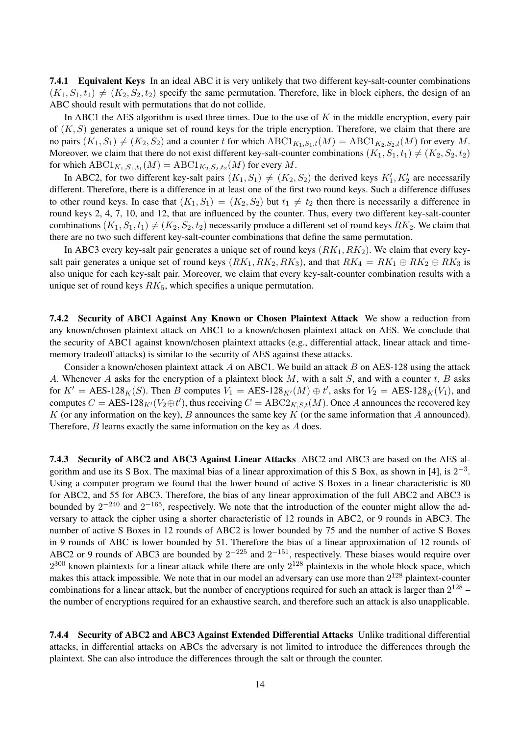**7.4.1 Equivalent Keys** In an ideal ABC it is very unlikely that two different key-salt-counter combinations $(K_1, S_1, t_1) \neq (K_2, S_2, t_2)$ specify the same permutation. Therefore, like in block ciphers, the design of an ABC should result with permutations that do not collide.

In ABC1 the AES algorithm is used three times. Due to the use of $K$ in the middle encryption, every pair of $(K, S)$ generates a unique set of round keys for the triple encryption. Therefore, we claim that there are no pairs $(K_1, S_1) \neq (K_2, S_2)$ and a counter $t$ for which $\text{ABC1}_{K_1,S_1,t}(M) = \text{ABC1}_{K_2,S_2,t}(M)$ for every $M$. Moreover, we claim that there do not exist different key-salt-counter combinations $(K_1, S_1, t_1) \neq (K_2, S_2, t_2)$ for which $\text{ABC1}_{K_1,S_1,t_1}(M) = \text{ABC1}_{K_2,S_2,t_2}(M)$ for every $M$.

In ABC2, for two different key-salt pairs $(K_1, S_1) \neq (K_2, S_2)$ the derived keys $K_1', K_2'$ are necessarily different. Therefore, there is a difference in at least one of the first two round keys. Such a difference diffuses to other round keys. In case that $(K_1, S_1) = (K_2, S_2)$ but $t_1 \neq t_2$ then there is necessarily a difference in round keys 2, 4, 7, 10, and 12, that are influenced by the counter. Thus, every two different key-salt-counter combinations $(K_1, S_1, t_1) \neq (K_2, S_2, t_2)$ necessarily produce a different set of round keys $RK_2$. We claim that there are no two such different key-salt-counter combinations that define the same permutation.

In ABC3 every key-salt pair generates a unique set of round keys $(RK_1, RK_2)$. We claim that every key-salt pair generates a unique set of round keys $(RK_1, RK_2, RK_3)$, and that $RK_4 = RK_1 \oplus RK_2 \oplus RK_3$ is also unique for each key-salt pair. Moreover, we claim that every key-salt-counter combination results with a unique set of round keys $RK_5$, which specifies a unique permutation.

**7.4.2 Security of ABC1 Against Any Known or Chosen Plaintext Attack** We show a reduction from any known/chosen plaintext attack on ABC1 to a known/chosen plaintext attack on AES. We conclude that the security of ABC1 against known/chosen plaintext attacks (e.g., differential attack, linear attack and time-memory tradeoff attacks) is similar to the security of AES against these attacks.

Consider a known/chosen plaintext attack $A$ on ABC1. We build an attack $B$ on AES-128 using the attack $A$. Whenever $A$ asks for the encryption of a plaintext block $M$, with a salt $S$, and with a counter $t$, $B$ asks for $K' = \text{AES-128}_K(S)$. Then $B$ computes $V_1 = \text{AES-128}_{K'}(M) \oplus t'$, asks for $V_2 = \text{AES-128}_K(V_1)$, and computes $C = \text{AES-128}_{K'}(V_2 \oplus t')$, thus receiving $C = \text{ABC2}_{K,S,t}(M)$. Once $A$ announces the recovered key $K$ (or any information on the key), $B$ announces the same key $K$ (or the same information that $A$ announced). Therefore, $B$ learns exactly the same information on the key as $A$ does.

**7.4.3 Security of ABC2 and ABC3 Against Linear Attacks** ABC2 and ABC3 are based on the AES algorithm and use its S Box. The maximal bias of a linear approximation of this S Box, as shown in [4], is $2^{-3}$. Using a computer program we found that the lower bound of active S Boxes in a linear characteristic is 80 for ABC2, and 55 for ABC3. Therefore, the bias of any linear approximation of the full ABC2 and ABC3 is bounded by $2^{-240}$ and $2^{-165}$, respectively. We note that the introduction of the counter might allow the adversary to attack the cipher using a shorter characteristic of 12 rounds in ABC2, or 9 rounds in ABC3. The number of active S Boxes in 12 rounds of ABC2 is lower bounded by 75 and the number of active S Boxes in 9 rounds of ABC is lower bounded by 51. Therefore the bias of a linear approximation of 12 rounds of ABC2 or 9 rounds of ABC3 are bounded by $2^{-225}$ and $2^{-151}$, respectively. These biases would require over $2^{300}$ known plaintexts for a linear attack while there are only $2^{128}$ plaintexts in the whole block space, which makes this attack impossible. We note that in our model an adversary can use more than $2^{128}$ plaintext-counter combinations for a linear attack, but the number of encryptions required for such an attack is larger than $2^{128}$ – the number of encryptions required for an exhaustive search, and therefore such an attack is also unapplicable.

**7.4.4 Security of ABC2 and ABC3 Against Extended Differential Attacks** Unlike traditional differential attacks, in differential attacks on ABCs the adversary is not limited to introduce the differences through the plaintext. She can also introduce the differences through the salt or through the counter.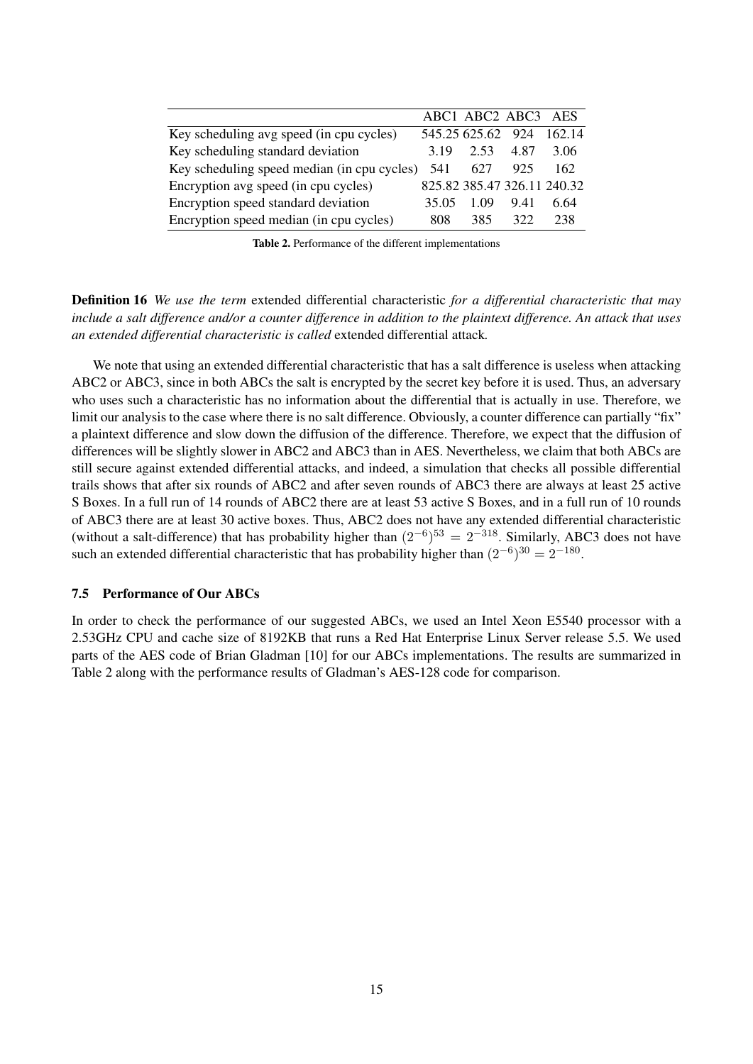| | ABC1 | ABC2 | ABC3 | AES |
|---|---|---|---|---|
| Key scheduling avg speed (in cpu cycles) | 545.25 | 625.62 | 924 | 162.14 |
| Key scheduling standard deviation | 3.19 | 2.53 | 4.87 | 3.06 |
| Key scheduling speed median (in cpu cycles) | 541 | 627 | 925 | 162 |
| Encryption avg speed (in cpu cycles) | 825.82 | 385.47 | 326.11 | 240.32 |
| Encryption speed standard deviation | 35.05 | 1.09 | 9.41 | 6.64 |
| Encryption speed median (in cpu cycles) | 808 | 385 | 322 | 238 |

**Table 2.** Performance of the different implementations

**Definition 16** *We use the term* extended differential characteristic *for a differential characteristic that may include a salt difference and/or a counter difference in addition to the plaintext difference. An attack that uses an extended differential characteristic is called* extended differential attack*.*

We note that using an extended differential characteristic that has a salt difference is useless when attacking ABC2 or ABC3, since in both ABCs the salt is encrypted by the secret key before it is used. Thus, an adversary who uses such a characteristic has no information about the differential that is actually in use. Therefore, we limit our analysis to the case where there is no salt difference. Obviously, a counter difference can partially "fix" a plaintext difference and slow down the diffusion of the difference. Therefore, we expect that the diffusion of differences will be slightly slower in ABC2 and ABC3 than in AES. Nevertheless, we claim that both ABCs are still secure against extended differential attacks, and indeed, a simulation that checks all possible differential trails shows that after six rounds of ABC2 and after seven rounds of ABC3 there are always at least 25 active S Boxes. In a full run of 14 rounds of ABC2 there are at least 53 active S Boxes, and in a full run of 10 rounds of ABC3 there are at least 30 active boxes. Thus, ABC2 does not have any extended differential characteristic (without a salt-difference) that has probability higher than $(2^{-6})^{53} = 2^{-318}$. Similarly, ABC3 does not have such an extended differential characteristic that has probability higher than $(2^{-6})^{30} = 2^{-180}$.

### 7.5 Performance of Our ABCs

In order to check the performance of our suggested ABCs, we used an Intel Xeon E5540 processor with a 2.53GHz CPU and cache size of 8192KB that runs a Red Hat Enterprise Linux Server release 5.5. We used parts of the AES code of Brian Gladman [10] for our ABCs implementations. The results are summarized in Table 2 along with the performance results of Gladman's AES-128 code for comparison.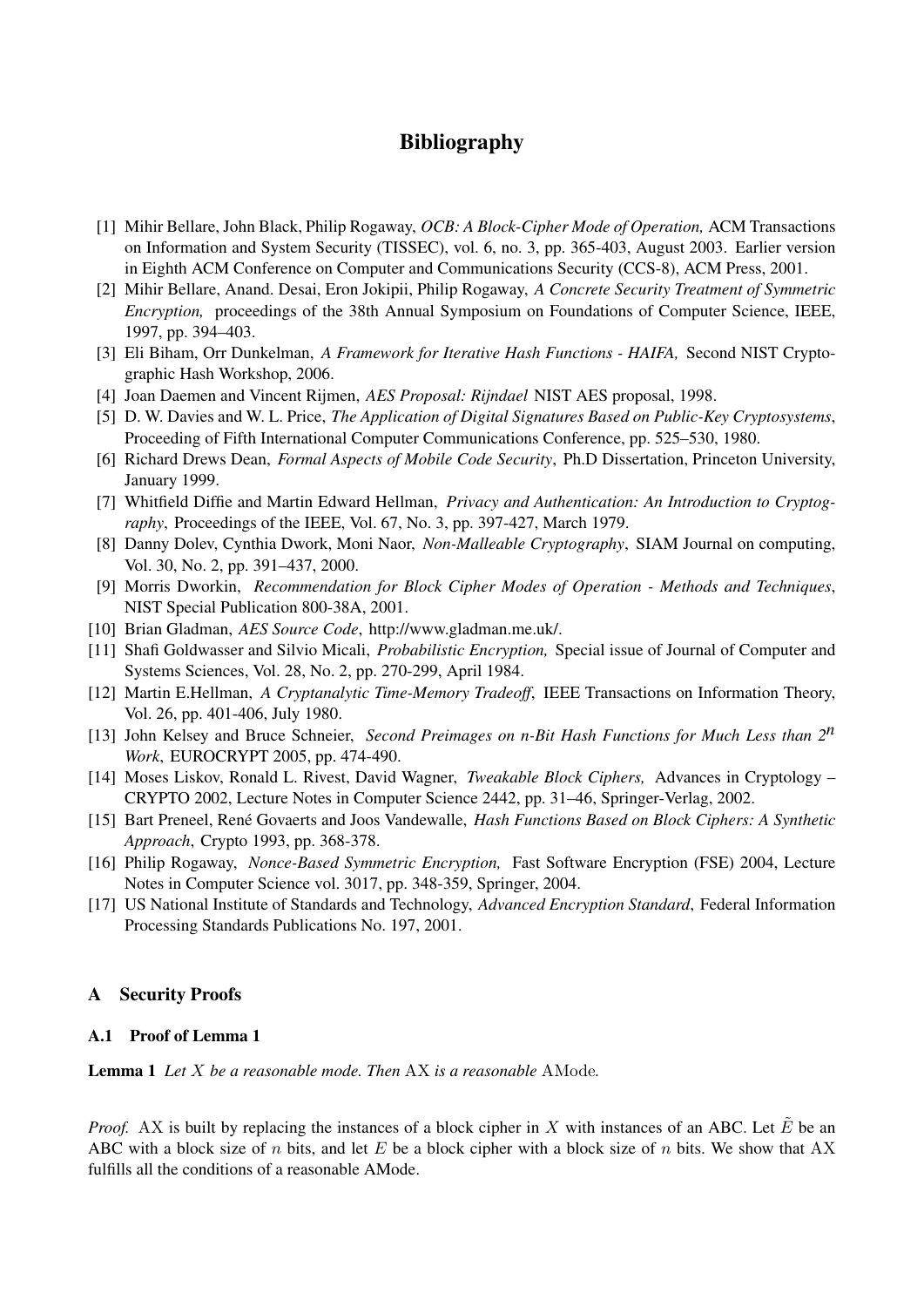# Bibliography

[1] Mihir Bellare, John Black, Philip Rogaway, *OCB: A Block-Cipher Mode of Operation,* ACM Transactions on Information and System Security (TISSEC), vol. 6, no. 3, pp. 365-403, August 2003. Earlier version in Eighth ACM Conference on Computer and Communications Security (CCS-8), ACM Press, 2001.

[2] Mihir Bellare, Anand. Desai, Eron Jokipii, Philip Rogaway, *A Concrete Security Treatment of Symmetric Encryption,* proceedings of the 38th Annual Symposium on Foundations of Computer Science, IEEE, 1997, pp. 394–403.

[3] Eli Biham, Orr Dunkelman, *A Framework for Iterative Hash Functions - HAIFA,* Second NIST Cryptographic Hash Workshop, 2006.

[4] Joan Daemen and Vincent Rijmen, *AES Proposal: Rijndael* NIST AES proposal, 1998.

[5] D. W. Davies and W. L. Price, *The Application of Digital Signatures Based on Public-Key Cryptosystems*, Proceeding of Fifth International Computer Communications Conference, pp. 525–530, 1980.

[6] Richard Drews Dean, *Formal Aspects of Mobile Code Security*, Ph.D Dissertation, Princeton University, January 1999.

[7] Whitfield Diffie and Martin Edward Hellman, *Privacy and Authentication: An Introduction to Cryptography*, Proceedings of the IEEE, Vol. 67, No. 3, pp. 397-427, March 1979.

[8] Danny Dolev, Cynthia Dwork, Moni Naor, *Non-Malleable Cryptography*, SIAM Journal on computing, Vol. 30, No. 2, pp. 391–437, 2000.

[9] Morris Dworkin, *Recommendation for Block Cipher Modes of Operation - Methods and Techniques*, NIST Special Publication 800-38A, 2001.

[10] Brian Gladman, *AES Source Code*, http://www.gladman.me.uk/.

[11] Shafi Goldwasser and Silvio Micali, *Probabilistic Encryption,* Special issue of Journal of Computer and Systems Sciences, Vol. 28, No. 2, pp. 270-299, April 1984.

[12] Martin E.Hellman, *A Cryptanalytic Time-Memory Tradeoff*, IEEE Transactions on Information Theory, Vol. 26, pp. 401-406, July 1980.

[13] John Kelsey and Bruce Schneier, *Second Preimages on n-Bit Hash Functions for Much Less than $2^n$ Work*, EUROCRYPT 2005, pp. 474-490.

[14] Moses Liskov, Ronald L. Rivest, David Wagner, *Tweakable Block Ciphers,* Advances in Cryptology – CRYPTO 2002, Lecture Notes in Computer Science 2442, pp. 31–46, Springer-Verlag, 2002.

[15] Bart Preneel, René Govaerts and Joos Vandewalle, *Hash Functions Based on Block Ciphers: A Synthetic Approach*, Crypto 1993, pp. 368-378.

[16] Philip Rogaway, *Nonce-Based Symmetric Encryption,* Fast Software Encryption (FSE) 2004, Lecture Notes in Computer Science vol. 3017, pp. 348-359, Springer, 2004.

[17] US National Institute of Standards and Technology, *Advanced Encryption Standard*, Federal Information Processing Standards Publications No. 197, 2001.

## A Security Proofs

### A.1 Proof of Lemma 1

**Lemma 1** *Let $X$ be a reasonable mode. Then* $\mathrm{AX}$ *is a reasonable* $\mathrm{AMode}$*.*

*Proof.* $\mathrm{AX}$ is built by replacing the instances of a block cipher in $X$ with instances of an ABC. Let $\tilde{E}$ be an ABC with a block size of $n$ bits, and let $E$ be a block cipher with a block size of $n$ bits. We show that $\mathrm{AX}$ fulfills all the conditions of a reasonable AMode.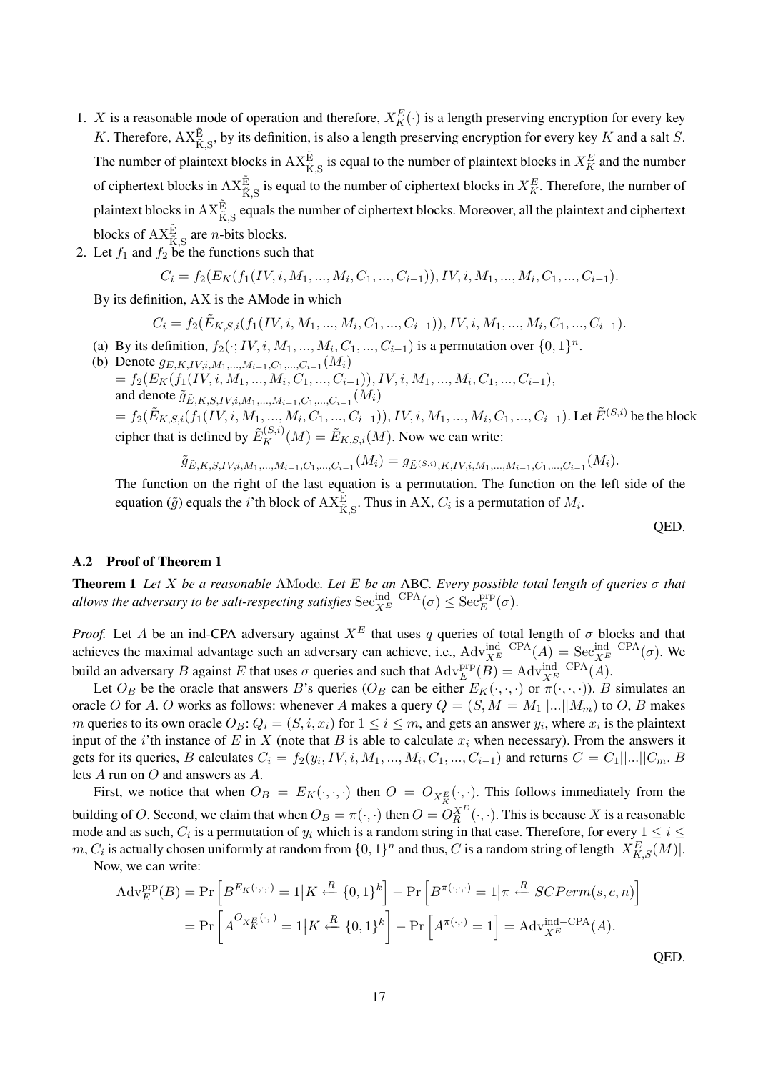1. $X$ is a reasonable mode of operation and therefore, $X^E_K(\cdot)$ is a length preserving encryption for every key $K$. Therefore, $\mathrm{AX}^{\tilde{\mathrm{E}}}_{\tilde{\mathrm{K}},\mathrm{S}}$, by its definition, is also a length preserving encryption for every key $K$ and a salt $S$. The number of plaintext blocks in $\mathrm{AX}^{\tilde{\mathrm{E}}}_{\tilde{\mathrm{K}},\mathrm{S}}$ is equal to the number of plaintext blocks in $X^E_K$ and the number of ciphertext blocks in $\mathrm{AX}^{\tilde{\mathrm{E}}}_{\tilde{\mathrm{K}},\mathrm{S}}$ is equal to the number of ciphertext blocks in $X^E_K$. Therefore, the number of plaintext blocks in $\mathrm{AX}^{\tilde{\mathrm{E}}}_{\tilde{\mathrm{K}},\mathrm{S}}$ equals the number of ciphertext blocks. Moreover, all the plaintext and ciphertext blocks of $\mathrm{AX}^{\tilde{\mathrm{E}}}_{\tilde{\mathrm{K}},\mathrm{S}}$ are $n$-bits blocks.
2. Let $f_1$ and $f_2$ be the functions such that

$$C_i = f_2(E_K(f_1(IV, i, M_1, ..., M_i, C_1, ..., C_{i-1})), IV, i, M_1, ..., M_i, C_1, ..., C_{i-1}).$$

By its definition, AX is the AMode in which

$$C_i = f_2(\tilde{E}_{K,S,i}(f_1(IV, i, M_1, ..., M_i, C_1, ..., C_{i-1})), IV, i, M_1, ..., M_i, C_1, ..., C_{i-1}).$$

(a) By its definition, $f_2(\cdot; IV, i, M_1, ..., M_i, C_1, ..., C_{i-1})$ is a permutation over $\{0,1\}^n$.

(b) Denote $g_{E,K,IV,i,M_1,...,M_{i-1},C_1,...,C_{i-1}}(M_i)$
$= f_2(E_K(f_1(IV, i, M_1, ..., M_i, C_1, ..., C_{i-1})), IV, i, M_1, ..., M_i, C_1, ..., C_{i-1})$,
and denote $\tilde{g}_{\tilde{E},K,S,IV,i,M_1,...,M_{i-1},C_1,...,C_{i-1}}(M_i)$
$= f_2(\tilde{E}_{K,S,i}(f_1(IV, i, M_1, ..., M_i, C_1, ..., C_{i-1})), IV, i, M_1, ..., M_i, C_1, ..., C_{i-1})$. Let $\tilde{E}^{(S,i)}$ be the block cipher that is defined by $\tilde{E}^{(S,i)}_K(M) = \tilde{E}_{K,S,i}(M)$. Now we can write:

$$\tilde{g}_{\tilde{E},K,S,IV,i,M_1,...,M_{i-1},C_1,...,C_{i-1}}(M_i) = g_{\tilde{E}^{(S,i)},K,IV,i,M_1,...,M_{i-1},C_1,...,C_{i-1}}(M_i).$$

The function on the right of the last equation is a permutation. The function on the left side of the equation ($\tilde{g}$) equals the $i$'th block of $\mathrm{AX}^{\tilde{\mathrm{E}}}_{\tilde{\mathrm{K}},\mathrm{S}}$. Thus in AX, $C_i$ is a permutation of $M_i$.

QED.

### A.2 Proof of Theorem 1

**Theorem 1** *Let $X$ be a reasonable* AMode*. Let $E$ be an* ABC*. Every possible total length of queries $\sigma$ that allows the adversary to be salt-respecting satisfies* $\mathrm{Sec}^{\mathrm{ind-CPA}}_{X^E}(\sigma) \leq \mathrm{Sec}^{\mathrm{prp}}_{E}(\sigma)$.

*Proof.* Let $A$ be an ind-CPA adversary against $X^E$ that uses $q$ queries of total length of $\sigma$ blocks and that achieves the maximal advantage such an adversary can achieve, i.e., $\mathrm{Adv}^{\mathrm{ind-CPA}}_{X^E}(A) = \mathrm{Sec}^{\mathrm{ind-CPA}}_{X^E}(\sigma)$. We build an adversary $B$ against $E$ that uses $\sigma$ queries and such that $\mathrm{Adv}^{\mathrm{prp}}_{E}(B) = \mathrm{Adv}^{\mathrm{ind-CPA}}_{X^E}(A)$.

Let $O_B$ be the oracle that answers $B$'s queries ($O_B$ can be either $E_K(\cdot,\cdot,\cdot)$ or $\pi(\cdot,\cdot,\cdot)$). $B$ simulates an oracle $O$ for $A$. $O$ works as follows: whenever $A$ makes a query $Q = (S, M = M_1||...||M_m)$ to $O$, $B$ makes $m$ queries to its own oracle $O_B$: $Q_i = (S, i, x_i)$ for $1 \leq i \leq m$, and gets an answer $y_i$, where $x_i$ is the plaintext input of the $i$'th instance of $E$ in $X$ (note that $B$ is able to calculate $x_i$ when necessary). From the answers it gets for its queries, $B$ calculates $C_i = f_2(y_i, IV, i, M_1, ..., M_i, C_1, ..., C_{i-1})$ and returns $C = C_1||...||C_m$. $B$ lets $A$ run on $O$ and answers as $A$.

First, we notice that when $O_B = E_K(\cdot,\cdot,\cdot)$ then $O = O_{X^E_K}(\cdot,\cdot)$. This follows immediately from the building of $O$. Second, we claim that when $O_B = \pi(\cdot,\cdot)$ then $O = O^{X^E}_R(\cdot,\cdot)$. This is because $X$ is a reasonable mode and as such, $C_i$ is a permutation of $y_i$ which is a random string in that case. Therefore, for every $1 \leq i \leq m$, $C_i$ is actually chosen uniformly at random from $\{0,1\}^n$ and thus, $C$ is a random string of length $|X^E_{K,S}(M)|$.

Now, we can write:

$$\begin{aligned}
\mathrm{Adv}^{\mathrm{prp}}_{E}(B) &= \Pr\left[B^{E_K(\cdot,\cdot,\cdot)} = 1 \middle| K \xleftarrow{R} \{0,1\}^k\right] - \Pr\left[B^{\pi(\cdot,\cdot,\cdot)} = 1 \middle| \pi \xleftarrow{R} SCPerm(s,c,n)\right] \\
&= \Pr\left[A^{O_{X^E_K}(\cdot,\cdot)} = 1 \middle| K \xleftarrow{R} \{0,1\}^k\right] - \Pr\left[A^{\pi(\cdot,\cdot)} = 1\right] = \mathrm{Adv}^{\mathrm{ind-CPA}}_{X^E}(A).
\end{aligned}$$

QED.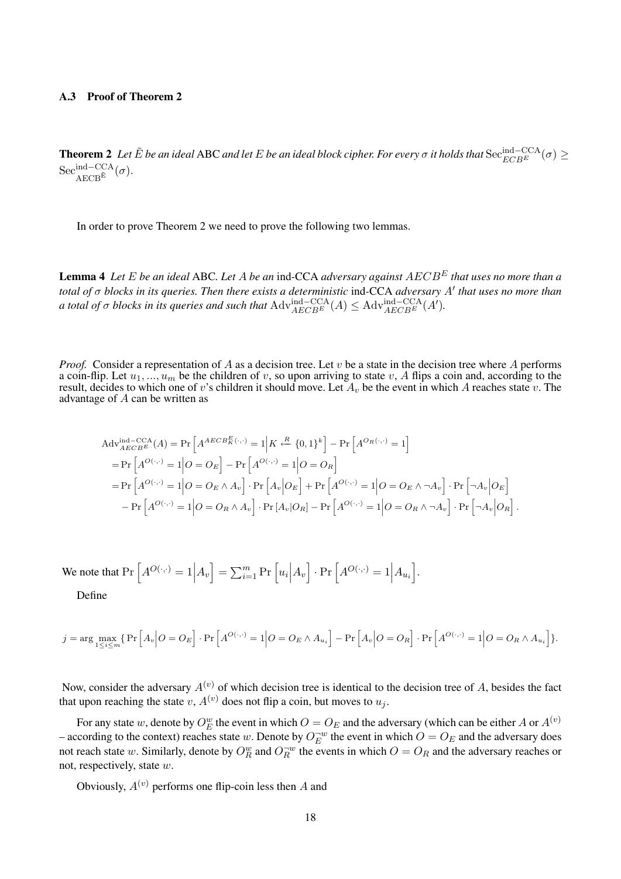### A.3 Proof of Theorem 2

**Theorem 2** *Let $\tilde{E}$ be an ideal* ABC *and let $E$ be an ideal block cipher. For every $\sigma$ it holds that* $\mathrm{Sec}^{\mathrm{ind-CCA}}_{ECB^E}(\sigma) \geq \mathrm{Sec}^{\mathrm{ind-CCA}}_{\mathrm{AECB}^{\tilde{\mathrm{E}}}}(\sigma)$.

In order to prove Theorem 2 we need to prove the following two lemmas.

**Lemma 4** *Let $E$ be an ideal* ABC*. Let $A$ be an* ind-CCA *adversary against $AECB^E$ that uses no more than a total of $\sigma$ blocks in its queries. Then there exists a deterministic* ind-CCA *adversary $A'$ that uses no more than a total of $\sigma$ blocks in its queries and such that $\mathrm{Adv}^{\mathrm{ind-CCA}}_{AECB^E}(A) \leq \mathrm{Adv}^{\mathrm{ind-CCA}}_{AECB^E}(A')$.*

*Proof.* Consider a representation of $A$ as a decision tree. Let $v$ be a state in the decision tree where $A$ performs a coin-flip. Let $u_1, ..., u_m$ be the children of $v$, so upon arriving to state $v$, $A$ flips a coin and, according to the result, decides to which one of $v$'s children it should move. Let $A_v$ be the event in which $A$ reaches state $v$. The advantage of $A$ can be written as

$$
\begin{aligned}
\mathrm{Adv}^{\mathrm{ind-CCA}}_{AECB^E}(A) &= \Pr\left[A^{AECB^E_K(\cdot,\cdot)} = 1 \middle| K \xleftarrow{R} \{0,1\}^k\right] - \Pr\left[A^{O_R(\cdot,\cdot)} = 1\right] \\
&= \Pr\left[A^{O(\cdot,\cdot)} = 1 \middle| O = O_E\right] - \Pr\left[A^{O(\cdot,\cdot)} = 1 \middle| O = O_R\right] \\
&= \Pr\left[A^{O(\cdot,\cdot)} = 1 \middle| O = O_E \wedge A_v\right] \cdot \Pr\left[A_v \middle| O_E\right] + \Pr\left[A^{O(\cdot,\cdot)} = 1 \middle| O = O_E \wedge \neg A_v\right] \cdot \Pr\left[\neg A_v \middle| O_E\right] \\
&\quad - \Pr\left[A^{O(\cdot,\cdot)} = 1 \middle| O = O_R \wedge A_v\right] \cdot \Pr\left[A_v | O_R\right] - \Pr\left[A^{O(\cdot,\cdot)} = 1 \middle| O = O_R \wedge \neg A_v\right] \cdot \Pr\left[\neg A_v \middle| O_R\right].
\end{aligned}
$$

We note that $\Pr\left[A^{O(\cdot,\cdot)} = 1 \middle| A_v\right] = \sum_{i=1}^{m} \Pr\left[u_i \middle| A_v\right] \cdot \Pr\left[A^{O(\cdot,\cdot)} = 1 \middle| A_{u_i}\right]$.

Define

$$
j = \arg\max_{1 \leq i \leq m} \{ \Pr\left[A_v \middle| O = O_E\right] \cdot \Pr\left[A^{O(\cdot,\cdot)} = 1 \middle| O = O_E \wedge A_{u_i}\right] - \Pr\left[A_v \middle| O = O_R\right] \cdot \Pr\left[A^{O(\cdot,\cdot)} = 1 \middle| O = O_R \wedge A_{u_i}\right] \}.
$$

Now, consider the adversary $A^{(v)}$ of which decision tree is identical to the decision tree of $A$, besides the fact that upon reaching the state $v$, $A^{(v)}$ does not flip a coin, but moves to $u_j$.

For any state $w$, denote by $O^w_E$ the event in which $O = O_E$ and the adversary (which can be either $A$ or $A^{(v)}$ – according to the context) reaches state $w$. Denote by $O^{\neg w}_E$ the event in which $O = O_E$ and the adversary does not reach state $w$. Similarly, denote by $O^w_R$ and $O^{\neg w}_R$ the events in which $O = O_R$ and the adversary reaches or not, respectively, state $w$.

Obviously, $A^{(v)}$ performs one flip-coin less then $A$ and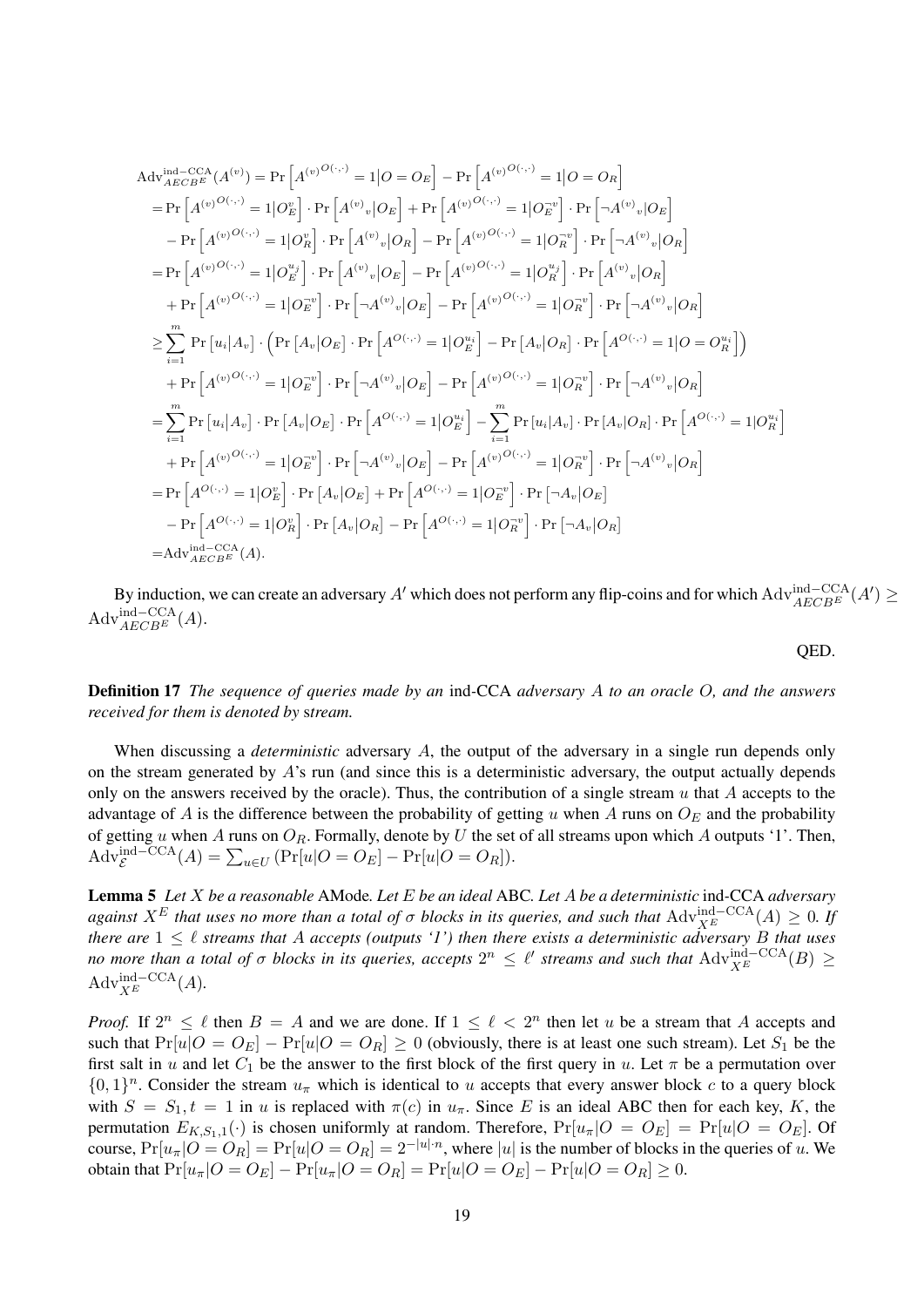$$
\begin{aligned}
\mathrm{Adv}^{\mathrm{ind-CCA}}_{AECB^E}(A^{(v)}) =& \Pr\left[{A^{(v)}}^{O(\cdot,\cdot)} = 1 \middle| O = O_E\right] - \Pr\left[{A^{(v)}}^{O(\cdot,\cdot)} = 1 \middle| O = O_R\right] \\
=& \Pr\left[{A^{(v)}}^{O(\cdot,\cdot)} = 1 \middle| O_E^{v}\right] \cdot \Pr\left[{A^{(v)}}_v \middle| O_E\right] + \Pr\left[{A^{(v)}}^{O(\cdot,\cdot)} = 1 \middle| O_E^{\neg v}\right] \cdot \Pr\left[\neg {A^{(v)}}_v \middle| O_E\right] \\
&- \Pr\left[{A^{(v)}}^{O(\cdot,\cdot)} = 1 \middle| O_R^{v}\right] \cdot \Pr\left[{A^{(v)}}_v \middle| O_R\right] - \Pr\left[{A^{(v)}}^{O(\cdot,\cdot)} = 1 \middle| O_R^{\neg v}\right] \cdot \Pr\left[\neg {A^{(v)}}_v \middle| O_R\right] \\
=& \Pr\left[{A^{(v)}}^{O(\cdot,\cdot)} = 1 \middle| O_E^{u_j}\right] \cdot \Pr\left[{A^{(v)}}_v \middle| O_E\right] - \Pr\left[{A^{(v)}}^{O(\cdot,\cdot)} = 1 \middle| O_R^{u_j}\right] \cdot \Pr\left[{A^{(v)}}_v \middle| O_R\right] \\
&+ \Pr\left[{A^{(v)}}^{O(\cdot,\cdot)} = 1 \middle| O_E^{\neg v}\right] \cdot \Pr\left[\neg {A^{(v)}}_v \middle| O_E\right] - \Pr\left[{A^{(v)}}^{O(\cdot,\cdot)} = 1 \middle| O_R^{\neg v}\right] \cdot \Pr\left[\neg {A^{(v)}}_v \middle| O_R\right] \\
\geq& \sum_{i=1}^{m} \Pr\left[u_i \middle| A_v\right] \cdot \left( \Pr\left[A_v \middle| O_E\right] \cdot \Pr\left[A^{O(\cdot,\cdot)} = 1 \middle| O_E^{u_i}\right] - \Pr\left[A_v \middle| O_R\right] \cdot \Pr\left[A^{O(\cdot,\cdot)} = 1 \middle| O = O_R^{u_i}\right] \right) \\
&+ \Pr\left[{A^{(v)}}^{O(\cdot,\cdot)} = 1 \middle| O_E^{\neg v}\right] \cdot \Pr\left[\neg {A^{(v)}}_v \middle| O_E\right] - \Pr\left[{A^{(v)}}^{O(\cdot,\cdot)} = 1 \middle| O_R^{\neg v}\right] \cdot \Pr\left[\neg {A^{(v)}}_v \middle| O_R\right] \\
=& \sum_{i=1}^{m} \Pr\left[u_i \middle| A_v\right] \cdot \Pr\left[A_v \middle| O_E\right] \cdot \Pr\left[A^{O(\cdot,\cdot)} = 1 \middle| O_E^{u_i}\right] - \sum_{i=1}^{m} \Pr\left[u_i \middle| A_v\right] \cdot \Pr\left[A_v \middle| O_R\right] \cdot \Pr\left[A^{O(\cdot,\cdot)} = 1 \middle| O_R^{u_i}\right] \\
&+ \Pr\left[{A^{(v)}}^{O(\cdot,\cdot)} = 1 \middle| O_E^{\neg v}\right] \cdot \Pr\left[\neg {A^{(v)}}_v \middle| O_E\right] - \Pr\left[{A^{(v)}}^{O(\cdot,\cdot)} = 1 \middle| O_R^{\neg v}\right] \cdot \Pr\left[\neg {A^{(v)}}_v \middle| O_R\right] \\
=& \Pr\left[A^{O(\cdot,\cdot)} = 1 \middle| O_E^{v}\right] \cdot \Pr\left[A_v \middle| O_E\right] + \Pr\left[A^{O(\cdot,\cdot)} = 1 \middle| O_E^{\neg v}\right] \cdot \Pr\left[\neg A_v \middle| O_E\right] \\
&- \Pr\left[A^{O(\cdot,\cdot)} = 1 \middle| O_R^{v}\right] \cdot \Pr\left[A_v \middle| O_R\right] - \Pr\left[A^{O(\cdot,\cdot)} = 1 \middle| O_R^{\neg v}\right] \cdot \Pr\left[\neg A_v \middle| O_R\right] \\
=& \mathrm{Adv}^{\mathrm{ind-CCA}}_{AECB^E}(A).
\end{aligned}
$$

By induction, we can create an adversary $A'$ which does not perform any flip-coins and for which $\mathrm{Adv}^{\mathrm{ind-CCA}}_{AECB^E}(A') \geq \mathrm{Adv}^{\mathrm{ind-CCA}}_{AECB^E}(A)$.

QED.

**Definition 17** *The sequence of queries made by an* ind-CCA *adversary $A$ to an oracle $O$, and the answers received for them is denoted by* stream*.*

When discussing a *deterministic* adversary $A$, the output of the adversary in a single run depends only on the stream generated by $A$'s run (and since this is a deterministic adversary, the output actually depends only on the answers received by the oracle). Thus, the contribution of a single stream $u$ that $A$ accepts to the advantage of $A$ is the difference between the probability of getting $u$ when $A$ runs on $O_E$ and the probability of getting $u$ when $A$ runs on $O_R$. Formally, denote by $U$ the set of all streams upon which $A$ outputs '1'. Then, $\mathrm{Adv}^{\mathrm{ind-CCA}}_{\mathcal{E}}(A) = \sum_{u \in U} (\Pr[u|O = O_E] - \Pr[u|O = O_R])$.

**Lemma 5** *Let $X$ be a reasonable* AMode*. Let $E$ be an ideal* ABC*. Let $A$ be a deterministic* ind-CCA *adversary against $X^E$ that uses no more than a total of $\sigma$ blocks in its queries, and such that $\mathrm{Adv}^{\mathrm{ind-CCA}}_{X^E}(A) \geq 0$. If there are $1 \leq \ell$ streams that $A$ accepts (outputs '1') then there exists a deterministic adversary $B$ that uses no more than a total of $\sigma$ blocks in its queries, accepts $2^n \leq \ell'$ streams and such that $\mathrm{Adv}^{\mathrm{ind-CCA}}_{X^E}(B) \geq \mathrm{Adv}^{\mathrm{ind-CCA}}_{X^E}(A)$.*

*Proof.* If $2^n \leq \ell$ then $B = A$ and we are done. If $1 \leq \ell < 2^n$ then let $u$ be a stream that $A$ accepts and such that $\Pr[u|O = O_E] - \Pr[u|O = O_R] \geq 0$ (obviously, there is at least one such stream). Let $S_1$ be the first salt in $u$ and let $C_1$ be the answer to the first block of the first query in $u$. Let $\pi$ be a permutation over $\{0,1\}^n$. Consider the stream $u_\pi$ which is identical to $u$ accepts that every answer block $c$ to a query block with $S = S_1, t = 1$ in $u$ is replaced with $\pi(c)$ in $u_\pi$. Since $E$ is an ideal ABC then for each key, $K$, the permutation $E_{K,S_1,1}(\cdot)$ is chosen uniformly at random. Therefore, $\Pr[u_\pi|O = O_E] = \Pr[u|O = O_E]$. Of course, $\Pr[u_\pi|O = O_R] = \Pr[u|O = O_R] = 2^{-|u| \cdot n}$, where $|u|$ is the number of blocks in the queries of $u$. We obtain that $\Pr[u_\pi|O = O_E] - \Pr[u_\pi|O = O_R] = \Pr[u|O = O_E] - \Pr[u|O = O_R] \geq 0$.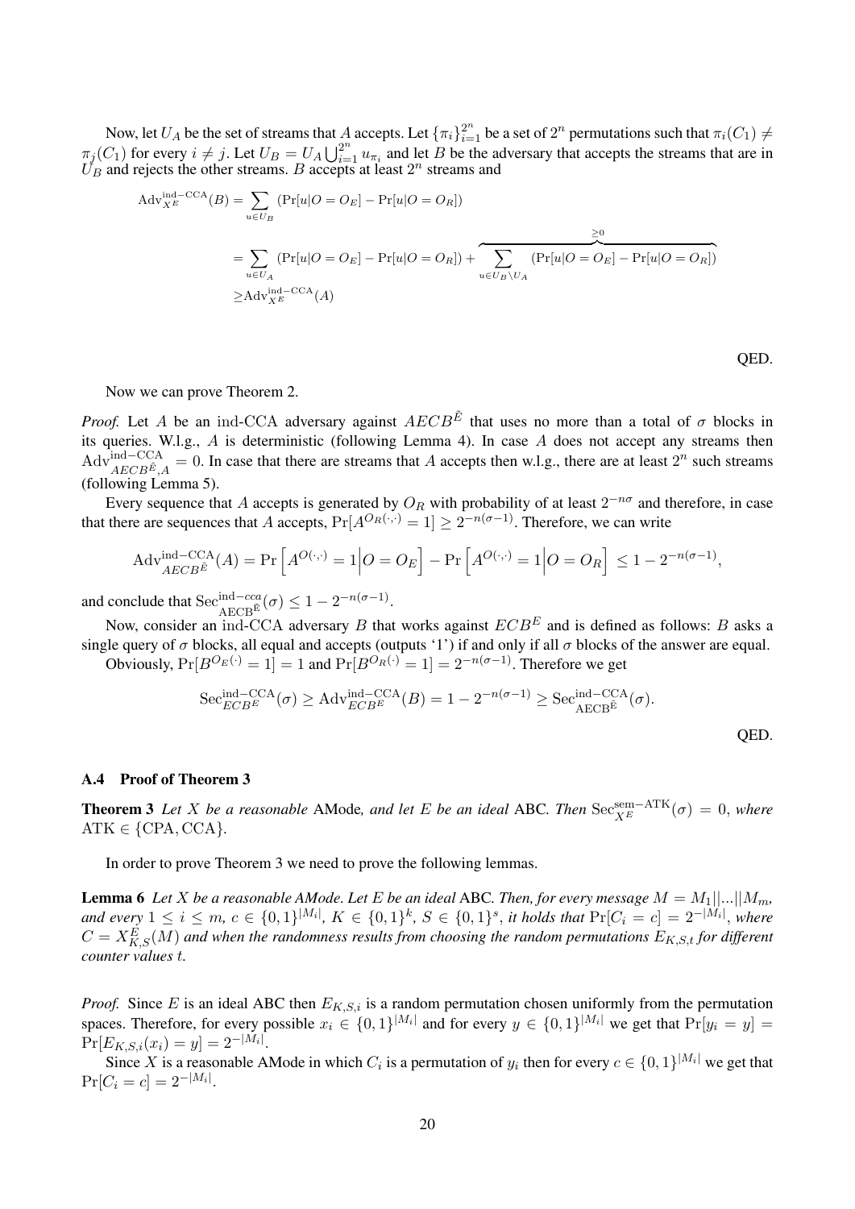Now, let $U_A$ be the set of streams that $A$ accepts. Let $\{\pi_i\}_{i=1}^{2^n}$ be a set of $2^n$ permutations such that $\pi_i(C_1) \neq \pi_j(C_1)$ for every $i \neq j$. Let $U_B = U_A \bigcup_{i=1}^{2^n} u_{\pi_i}$ and let $B$ be the adversary that accepts the streams that are in $U_B$ and rejects the other streams. $B$ accepts at least $2^n$ streams and

$$
\begin{aligned}
\mathrm{Adv}_{X^E}^{\mathrm{ind-CCA}}(B) &= \sum_{u \in U_B} \left(\Pr[u|O=O_E] - \Pr[u|O=O_R]\right) \\
&= \sum_{u \in U_A} \left(\Pr[u|O=O_E] - \Pr[u|O=O_R]\right) + \overbrace{\sum_{u \in U_B \setminus U_A} \left(\Pr[u|O=O_E] - \Pr[u|O=O_R]\right)}^{\geq 0} \\
&\geq \mathrm{Adv}_{X^E}^{\mathrm{ind-CCA}}(A)
\end{aligned}
$$

QED.

Now we can prove Theorem 2.

*Proof.* Let $A$ be an ind-CCA adversary against $AECB^{\tilde{E}}$ that uses no more than a total of $\sigma$ blocks in its queries. W.l.g., $A$ is deterministic (following Lemma 4). In case $A$ does not accept any streams then $\mathrm{Adv}_{AECB^{\tilde{E}},A}^{\mathrm{ind-CCA}} = 0$. In case that there are streams that $A$ accepts then w.l.g., there are at least $2^n$ such streams (following Lemma 5).

Every sequence that $A$ accepts is generated by $O_R$ with probability of at least $2^{-n\sigma}$ and therefore, in case that there are sequences that $A$ accepts, $\Pr[A^{O_R(\cdot,\cdot)} = 1] \geq 2^{-n(\sigma-1)}$. Therefore, we can write

$$
\mathrm{Adv}_{AECB^{\tilde{E}}}^{\mathrm{ind-CCA}}(A) = \Pr\left[A^{O(\cdot,\cdot)} = 1 \middle| O = O_E\right] - \Pr\left[A^{O(\cdot,\cdot)} = 1 \middle| O = O_R\right] \leq 1 - 2^{-n(\sigma-1)},
$$

and conclude that $\mathrm{Sec}_{\mathrm{AECB}^{\tilde{E}}}^{\mathrm{ind-}cca}(\sigma) \leq 1 - 2^{-n(\sigma-1)}$.

Now, consider an ind-CCA adversary $B$ that works against $ECB^E$ and is defined as follows: $B$ asks a single query of $\sigma$ blocks, all equal and accepts (outputs '1') if and only if all $\sigma$ blocks of the answer are equal.

Obviously, $\Pr[B^{O_E(\cdot)} = 1] = 1$ and $\Pr[B^{O_R(\cdot)} = 1] = 2^{-n(\sigma-1)}$. Therefore we get

$$
\mathrm{Sec}_{ECB^E}^{\mathrm{ind-CCA}}(\sigma) \geq \mathrm{Adv}_{ECB^E}^{\mathrm{ind-CCA}}(B) = 1 - 2^{-n(\sigma-1)} \geq \mathrm{Sec}_{\mathrm{AECB}^{\tilde{E}}}^{\mathrm{ind-CCA}}(\sigma).
$$

QED.

### A.4 Proof of Theorem 3

**Theorem 3** *Let $X$ be a reasonable* AMode*, and let $E$ be an ideal* ABC*. Then $\mathrm{Sec}_{X^E}^{\mathrm{sem-ATK}}(\sigma) = 0$, where* $\mathrm{ATK} \in \{\mathrm{CPA}, \mathrm{CCA}\}$.

In order to prove Theorem 3 we need to prove the following lemmas.

**Lemma 6** *Let $X$ be a reasonable AMode. Let $E$ be an ideal* ABC*. Then, for every message $M = M_1||...||M_m$, and every $1 \leq i \leq m$, $c \in \{0,1\}^{|M_i|}$, $K \in \{0,1\}^k$, $S \in \{0,1\}^s$, it holds that $\Pr[C_i = c] = 2^{-|M_i|}$, where $C = X_{K,S}^E(M)$ and when the randomness results from choosing the random permutations $E_{K,S,t}$ for different counter values $t$.*

*Proof.* Since $E$ is an ideal ABC then $E_{K,S,i}$ is a random permutation chosen uniformly from the permutation spaces. Therefore, for every possible $x_i \in \{0,1\}^{|M_i|}$ and for every $y \in \{0,1\}^{|M_i|}$ we get that $\Pr[y_i = y] = \Pr[E_{K,S,i}(x_i) = y] = 2^{-|M_i|}$.

Since $X$ is a reasonable AMode in which $C_i$ is a permutation of $y_i$ then for every $c \in \{0,1\}^{|M_i|}$ we get that $\Pr[C_i = c] = 2^{-|M_i|}$.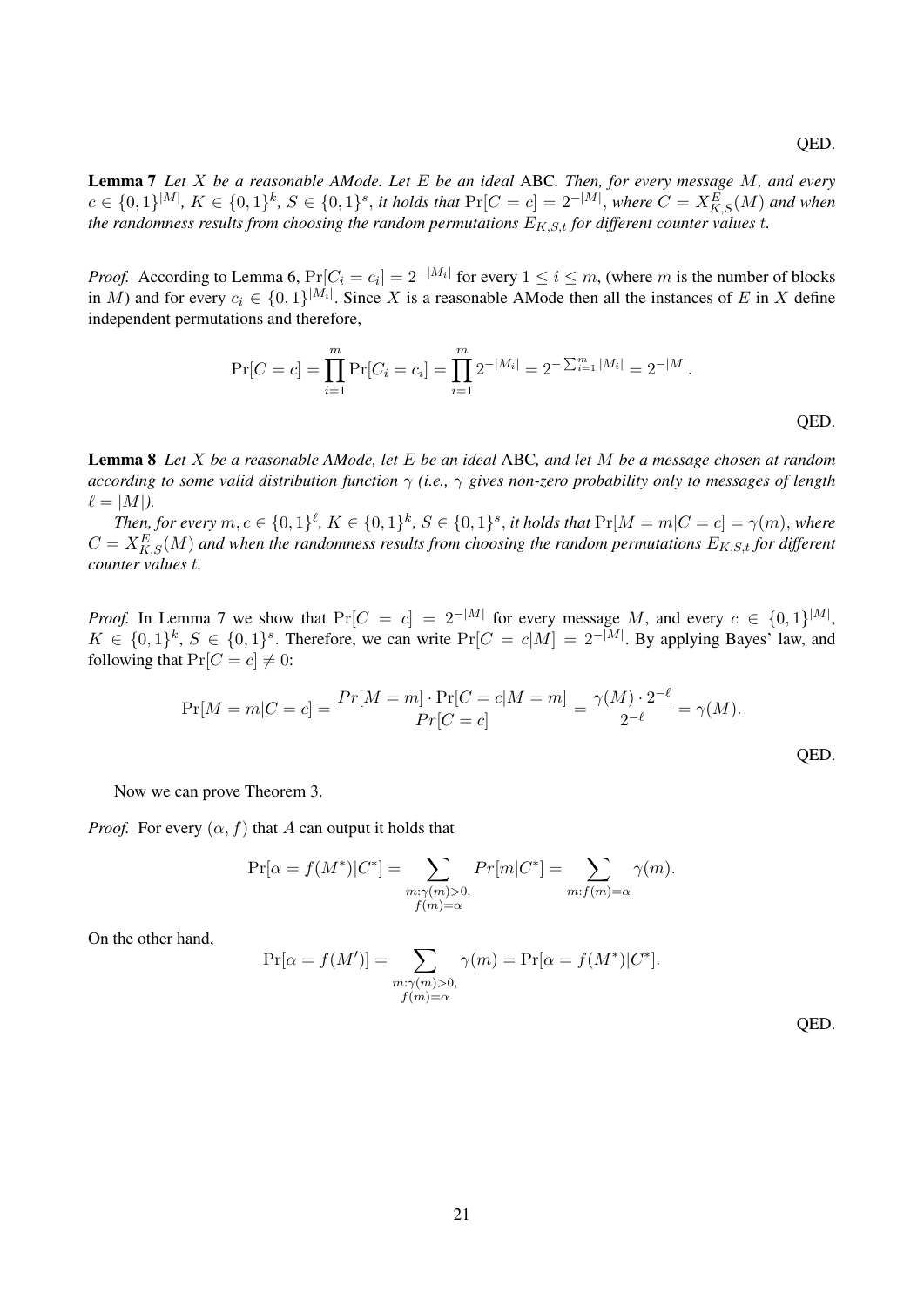QED.

**Lemma 7** *Let $X$ be a reasonable AMode. Let $E$ be an ideal* ABC*. Then, for every message $M$, and every $c \in \{0,1\}^{|M|}$, $K \in \{0,1\}^k$, $S \in \{0,1\}^s$, it holds that $\Pr[C = c] = 2^{-|M|}$, where $C = X^E_{K,S}(M)$ and when the randomness results from choosing the random permutations $E_{K,S,t}$ for different counter values $t$.*

*Proof.* According to Lemma 6, $\Pr[C_i = c_i] = 2^{-|M_i|}$ for every $1 \leq i \leq m$, (where $m$ is the number of blocks in $M$) and for every $c_i \in \{0,1\}^{|M_i|}$. Since $X$ is a reasonable AMode then all the instances of $E$ in $X$ define independent permutations and therefore,

$$\Pr[C = c] = \prod_{i=1}^{m} \Pr[C_i = c_i] = \prod_{i=1}^{m} 2^{-|M_i|} = 2^{-\sum_{i=1}^{m} |M_i|} = 2^{-|M|}.$$

QED.

**Lemma 8** *Let $X$ be a reasonable AMode, let $E$ be an ideal* ABC*, and let $M$ be a message chosen at random according to some valid distribution function $\gamma$ (i.e., $\gamma$ gives non-zero probability only to messages of length $\ell = |M|$).*

*Then, for every $m, c \in \{0,1\}^\ell$, $K \in \{0,1\}^k$, $S \in \{0,1\}^s$, it holds that $\Pr[M = m | C = c] = \gamma(m)$, where $C = X^E_{K,S}(M)$ and when the randomness results from choosing the random permutations $E_{K,S,t}$ for different counter values $t$.*

*Proof.* In Lemma 7 we show that $\Pr[C = c] = 2^{-|M|}$ for every message $M$, and every $c \in \{0,1\}^{|M|}$, $K \in \{0,1\}^k$, $S \in \{0,1\}^s$. Therefore, we can write $\Pr[C = c|M] = 2^{-|M|}$. By applying Bayes' law, and following that $\Pr[C = c] \neq 0$:

$$\Pr[M = m|C = c] = \frac{Pr[M = m] \cdot \Pr[C = c|M = m]}{Pr[C = c]} = \frac{\gamma(M) \cdot 2^{-\ell}}{2^{-\ell}} = \gamma(M).$$

QED.

Now we can prove Theorem 3.

*Proof.* For every $(\alpha, f)$ that $A$ can output it holds that

$$\Pr[\alpha = f(M^*)|C^*] = \sum_{\substack{m:\gamma(m)>0, \\ f(m)=\alpha}} Pr[m|C^*] = \sum_{m:f(m)=\alpha} \gamma(m).$$

On the other hand,

$$\Pr[\alpha = f(M')] = \sum_{\substack{m:\gamma(m)>0, \\ f(m)=\alpha}} \gamma(m) = \Pr[\alpha = f(M^*)|C^*].$$

QED.